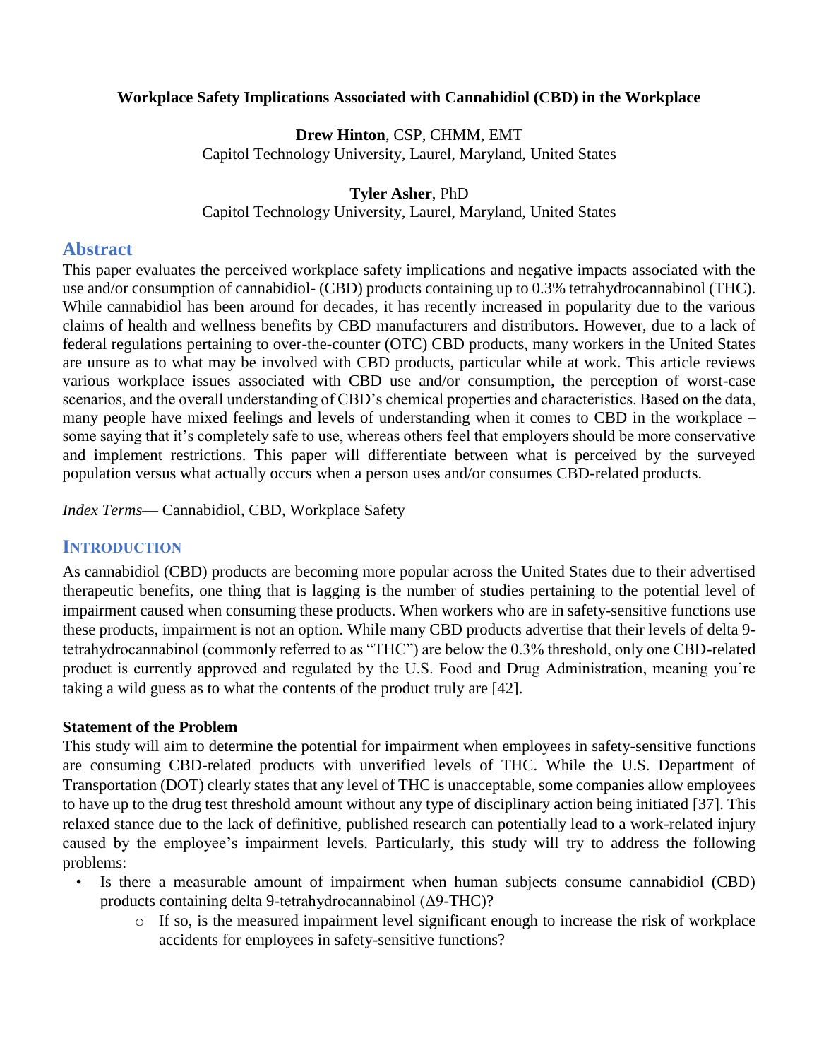# Workplace Safety Implications Associated with Cannabidiol (CBD) in the Workplace

**Drew Hinton**, CSP, CHMM, EMT
Capitol Technology University, Laurel, Maryland, United States

**Tyler Asher**, PhD
Capitol Technology University, Laurel, Maryland, United States

## Abstract

This paper evaluates the perceived workplace safety implications and negative impacts associated with the use and/or consumption of cannabidiol- (CBD) products containing up to 0.3% tetrahydrocannabinol (THC). While cannabidiol has been around for decades, it has recently increased in popularity due to the various claims of health and wellness benefits by CBD manufacturers and distributors. However, due to a lack of federal regulations pertaining to over-the-counter (OTC) CBD products, many workers in the United States are unsure as to what may be involved with CBD products, particular while at work. This article reviews various workplace issues associated with CBD use and/or consumption, the perception of worst-case scenarios, and the overall understanding of CBD's chemical properties and characteristics. Based on the data, many people have mixed feelings and levels of understanding when it comes to CBD in the workplace – some saying that it's completely safe to use, whereas others feel that employers should be more conservative and implement restrictions. This paper will differentiate between what is perceived by the surveyed population versus what actually occurs when a person uses and/or consumes CBD-related products.

*Index Terms*— Cannabidiol, CBD, Workplace Safety

## Introduction

As cannabidiol (CBD) products are becoming more popular across the United States due to their advertised therapeutic benefits, one thing that is lagging is the number of studies pertaining to the potential level of impairment caused when consuming these products. When workers who are in safety-sensitive functions use these products, impairment is not an option. While many CBD products advertise that their levels of delta 9-tetrahydrocannabinol (commonly referred to as "THC") are below the 0.3% threshold, only one CBD-related product is currently approved and regulated by the U.S. Food and Drug Administration, meaning you're taking a wild guess as to what the contents of the product truly are [42].

### Statement of the Problem

This study will aim to determine the potential for impairment when employees in safety-sensitive functions are consuming CBD-related products with unverified levels of THC. While the U.S. Department of Transportation (DOT) clearly states that any level of THC is unacceptable, some companies allow employees to have up to the drug test threshold amount without any type of disciplinary action being initiated [37]. This relaxed stance due to the lack of definitive, published research can potentially lead to a work-related injury caused by the employee's impairment levels. Particularly, this study will try to address the following problems:

- Is there a measurable amount of impairment when human subjects consume cannabidiol (CBD) products containing delta 9-tetrahydrocannabinol (Δ9-THC)?
  - If so, is the measured impairment level significant enough to increase the risk of workplace accidents for employees in safety-sensitive functions?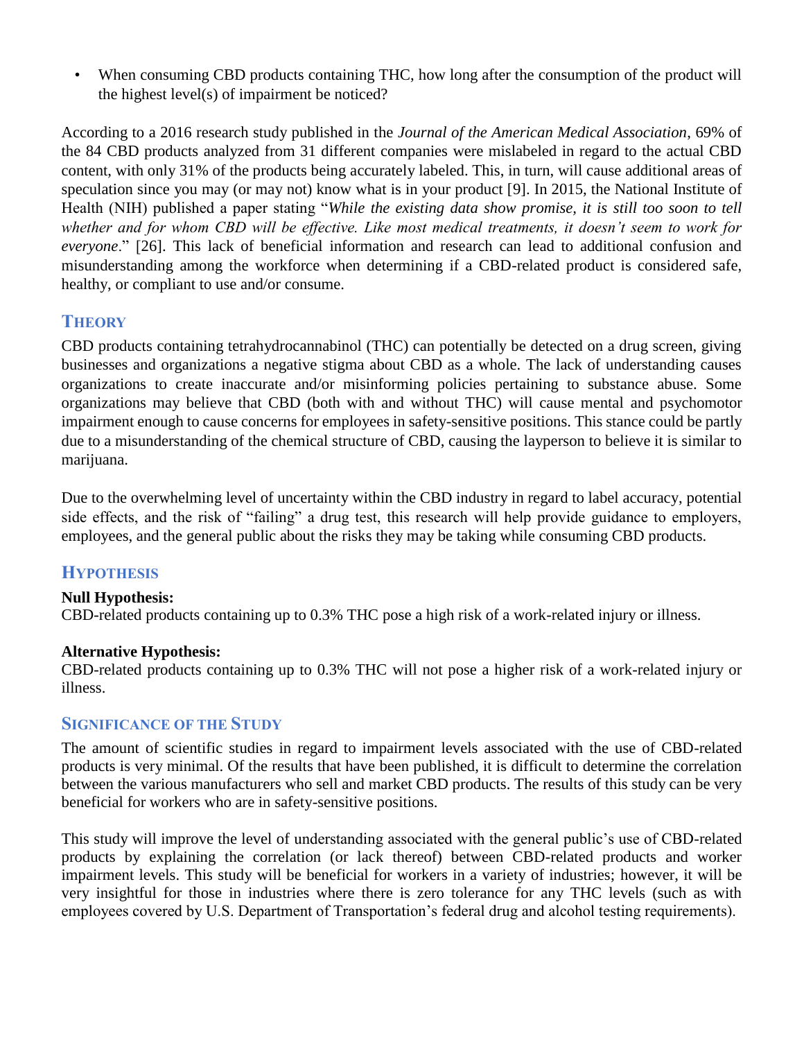- When consuming CBD products containing THC, how long after the consumption of the product will the highest level(s) of impairment be noticed?

According to a 2016 research study published in the *Journal of the American Medical Association*, 69% of the 84 CBD products analyzed from 31 different companies were mislabeled in regard to the actual CBD content, with only 31% of the products being accurately labeled. This, in turn, will cause additional areas of speculation since you may (or may not) know what is in your product [9]. In 2015, the National Institute of Health (NIH) published a paper stating "*While the existing data show promise, it is still too soon to tell whether and for whom CBD will be effective. Like most medical treatments, it doesn't seem to work for everyone*." [26]. This lack of beneficial information and research can lead to additional confusion and misunderstanding among the workforce when determining if a CBD-related product is considered safe, healthy, or compliant to use and/or consume.

## THEORY

CBD products containing tetrahydrocannabinol (THC) can potentially be detected on a drug screen, giving businesses and organizations a negative stigma about CBD as a whole. The lack of understanding causes organizations to create inaccurate and/or misinforming policies pertaining to substance abuse. Some organizations may believe that CBD (both with and without THC) will cause mental and psychomotor impairment enough to cause concerns for employees in safety-sensitive positions. This stance could be partly due to a misunderstanding of the chemical structure of CBD, causing the layperson to believe it is similar to marijuana.

Due to the overwhelming level of uncertainty within the CBD industry in regard to label accuracy, potential side effects, and the risk of "failing" a drug test, this research will help provide guidance to employers, employees, and the general public about the risks they may be taking while consuming CBD products.

## HYPOTHESIS

**Null Hypothesis:**
CBD-related products containing up to 0.3% THC pose a high risk of a work-related injury or illness.

**Alternative Hypothesis:**
CBD-related products containing up to 0.3% THC will not pose a higher risk of a work-related injury or illness.

## SIGNIFICANCE OF THE STUDY

The amount of scientific studies in regard to impairment levels associated with the use of CBD-related products is very minimal. Of the results that have been published, it is difficult to determine the correlation between the various manufacturers who sell and market CBD products. The results of this study can be very beneficial for workers who are in safety-sensitive positions.

This study will improve the level of understanding associated with the general public's use of CBD-related products by explaining the correlation (or lack thereof) between CBD-related products and worker impairment levels. This study will be beneficial for workers in a variety of industries; however, it will be very insightful for those in industries where there is zero tolerance for any THC levels (such as with employees covered by U.S. Department of Transportation's federal drug and alcohol testing requirements).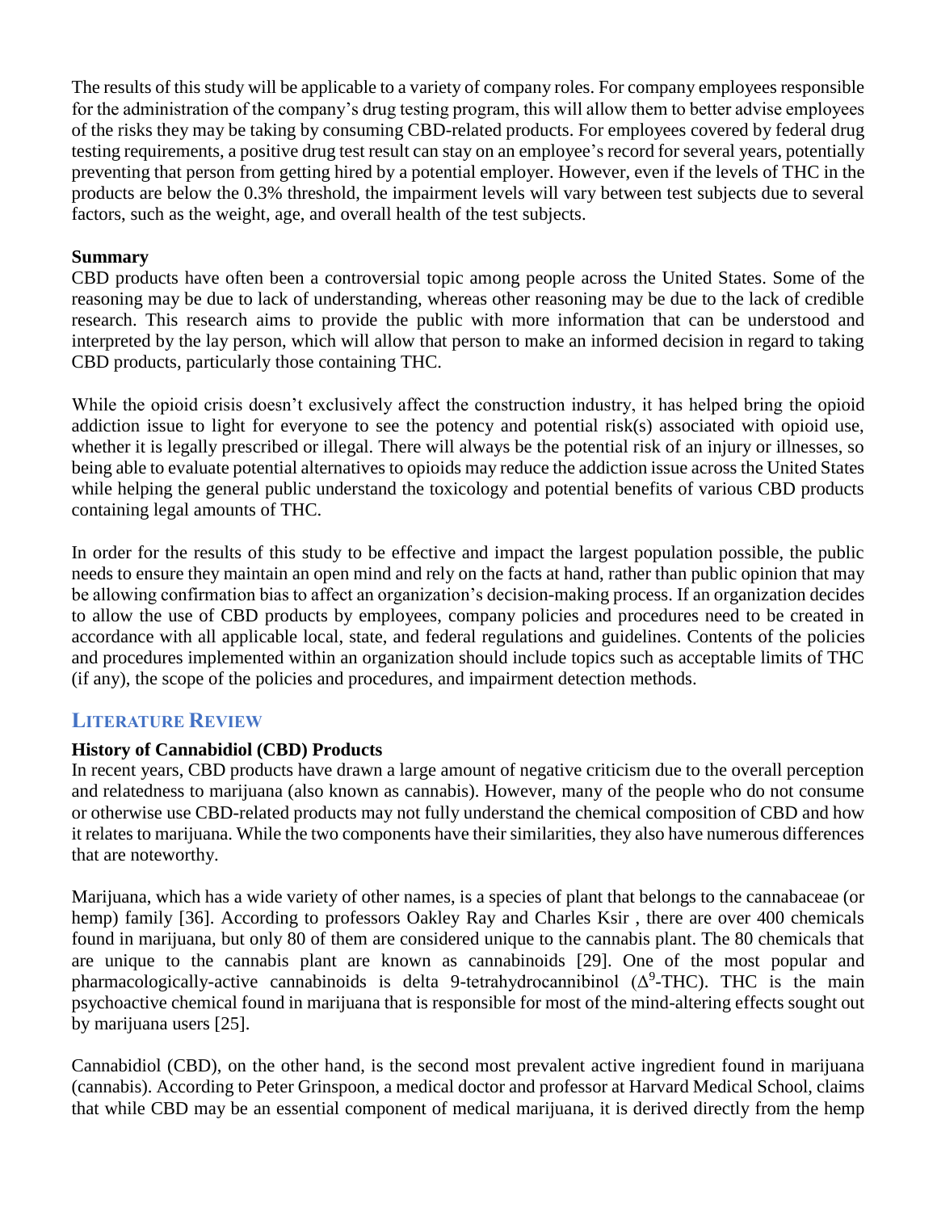The results of this study will be applicable to a variety of company roles. For company employees responsible for the administration of the company's drug testing program, this will allow them to better advise employees of the risks they may be taking by consuming CBD-related products. For employees covered by federal drug testing requirements, a positive drug test result can stay on an employee's record for several years, potentially preventing that person from getting hired by a potential employer. However, even if the levels of THC in the products are below the 0.3% threshold, the impairment levels will vary between test subjects due to several factors, such as the weight, age, and overall health of the test subjects.

**Summary**

CBD products have often been a controversial topic among people across the United States. Some of the reasoning may be due to lack of understanding, whereas other reasoning may be due to the lack of credible research. This research aims to provide the public with more information that can be understood and interpreted by the lay person, which will allow that person to make an informed decision in regard to taking CBD products, particularly those containing THC.

While the opioid crisis doesn't exclusively affect the construction industry, it has helped bring the opioid addiction issue to light for everyone to see the potency and potential risk(s) associated with opioid use, whether it is legally prescribed or illegal. There will always be the potential risk of an injury or illnesses, so being able to evaluate potential alternatives to opioids may reduce the addiction issue across the United States while helping the general public understand the toxicology and potential benefits of various CBD products containing legal amounts of THC.

In order for the results of this study to be effective and impact the largest population possible, the public needs to ensure they maintain an open mind and rely on the facts at hand, rather than public opinion that may be allowing confirmation bias to affect an organization's decision-making process. If an organization decides to allow the use of CBD products by employees, company policies and procedures need to be created in accordance with all applicable local, state, and federal regulations and guidelines. Contents of the policies and procedures implemented within an organization should include topics such as acceptable limits of THC (if any), the scope of the policies and procedures, and impairment detection methods.

## LITERATURE REVIEW

**History of Cannabidiol (CBD) Products**

In recent years, CBD products have drawn a large amount of negative criticism due to the overall perception and relatedness to marijuana (also known as cannabis). However, many of the people who do not consume or otherwise use CBD-related products may not fully understand the chemical composition of CBD and how it relates to marijuana. While the two components have their similarities, they also have numerous differences that are noteworthy.

Marijuana, which has a wide variety of other names, is a species of plant that belongs to the cannabaceae (or hemp) family [36]. According to professors Oakley Ray and Charles Ksir , there are over 400 chemicals found in marijuana, but only 80 of them are considered unique to the cannabis plant. The 80 chemicals that are unique to the cannabis plant are known as cannabinoids [29]. One of the most popular and pharmacologically-active cannabinoids is delta 9-tetrahydrocannibinol ($\Delta^9$-THC). THC is the main psychoactive chemical found in marijuana that is responsible for most of the mind-altering effects sought out by marijuana users [25].

Cannabidiol (CBD), on the other hand, is the second most prevalent active ingredient found in marijuana (cannabis). According to Peter Grinspoon, a medical doctor and professor at Harvard Medical School, claims that while CBD may be an essential component of medical marijuana, it is derived directly from the hemp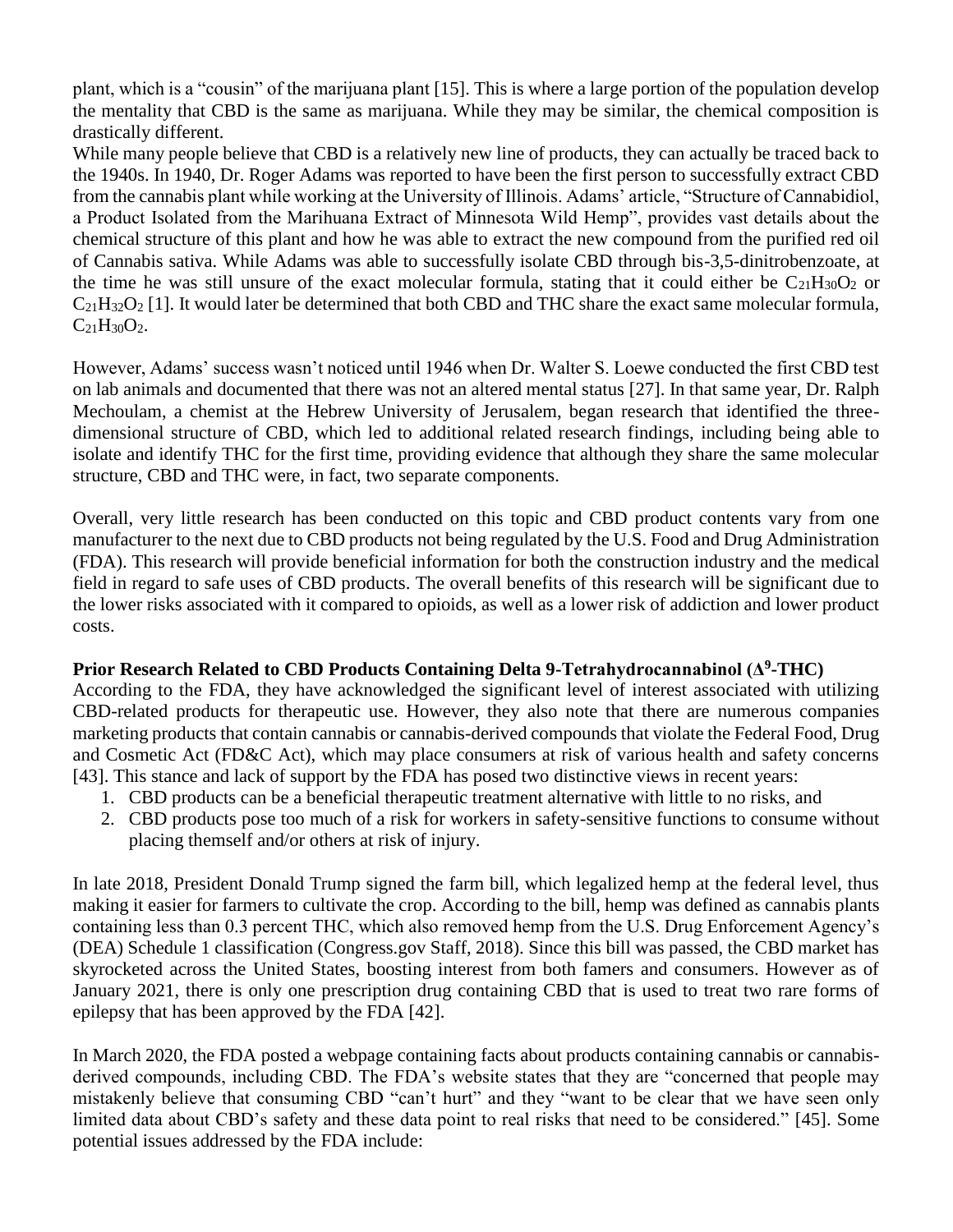plant, which is a "cousin" of the marijuana plant [15]. This is where a large portion of the population develop the mentality that CBD is the same as marijuana. While they may be similar, the chemical composition is drastically different.

While many people believe that CBD is a relatively new line of products, they can actually be traced back to the 1940s. In 1940, Dr. Roger Adams was reported to have been the first person to successfully extract CBD from the cannabis plant while working at the University of Illinois. Adams' article, "Structure of Cannabidiol, a Product Isolated from the Marihuana Extract of Minnesota Wild Hemp", provides vast details about the chemical structure of this plant and how he was able to extract the new compound from the purified red oil of Cannabis sativa. While Adams was able to successfully isolate CBD through bis-3,5-dinitrobenzoate, at the time he was still unsure of the exact molecular formula, stating that it could either be $C_{21}H_{30}O_2$ or $C_{21}H_{32}O_2$ [1]. It would later be determined that both CBD and THC share the exact same molecular formula, $C_{21}H_{30}O_2$.

However, Adams' success wasn't noticed until 1946 when Dr. Walter S. Loewe conducted the first CBD test on lab animals and documented that there was not an altered mental status [27]. In that same year, Dr. Ralph Mechoulam, a chemist at the Hebrew University of Jerusalem, began research that identified the three-dimensional structure of CBD, which led to additional related research findings, including being able to isolate and identify THC for the first time, providing evidence that although they share the same molecular structure, CBD and THC were, in fact, two separate components.

Overall, very little research has been conducted on this topic and CBD product contents vary from one manufacturer to the next due to CBD products not being regulated by the U.S. Food and Drug Administration (FDA). This research will provide beneficial information for both the construction industry and the medical field in regard to safe uses of CBD products. The overall benefits of this research will be significant due to the lower risks associated with it compared to opioids, as well as a lower risk of addiction and lower product costs.

**Prior Research Related to CBD Products Containing Delta 9-Tetrahydrocannabinol ($\Delta^9$-THC)**

According to the FDA, they have acknowledged the significant level of interest associated with utilizing CBD-related products for therapeutic use. However, they also note that there are numerous companies marketing products that contain cannabis or cannabis-derived compounds that violate the Federal Food, Drug and Cosmetic Act (FD&C Act), which may place consumers at risk of various health and safety concerns [43]. This stance and lack of support by the FDA has posed two distinctive views in recent years:

1. CBD products can be a beneficial therapeutic treatment alternative with little to no risks, and
2. CBD products pose too much of a risk for workers in safety-sensitive functions to consume without placing themself and/or others at risk of injury.

In late 2018, President Donald Trump signed the farm bill, which legalized hemp at the federal level, thus making it easier for farmers to cultivate the crop. According to the bill, hemp was defined as cannabis plants containing less than 0.3 percent THC, which also removed hemp from the U.S. Drug Enforcement Agency's (DEA) Schedule 1 classification (Congress.gov Staff, 2018). Since this bill was passed, the CBD market has skyrocketed across the United States, boosting interest from both famers and consumers. However as of January 2021, there is only one prescription drug containing CBD that is used to treat two rare forms of epilepsy that has been approved by the FDA [42].

In March 2020, the FDA posted a webpage containing facts about products containing cannabis or cannabis-derived compounds, including CBD. The FDA's website states that they are "concerned that people may mistakenly believe that consuming CBD "can't hurt" and they "want to be clear that we have seen only limited data about CBD's safety and these data point to real risks that need to be considered." [45]. Some potential issues addressed by the FDA include: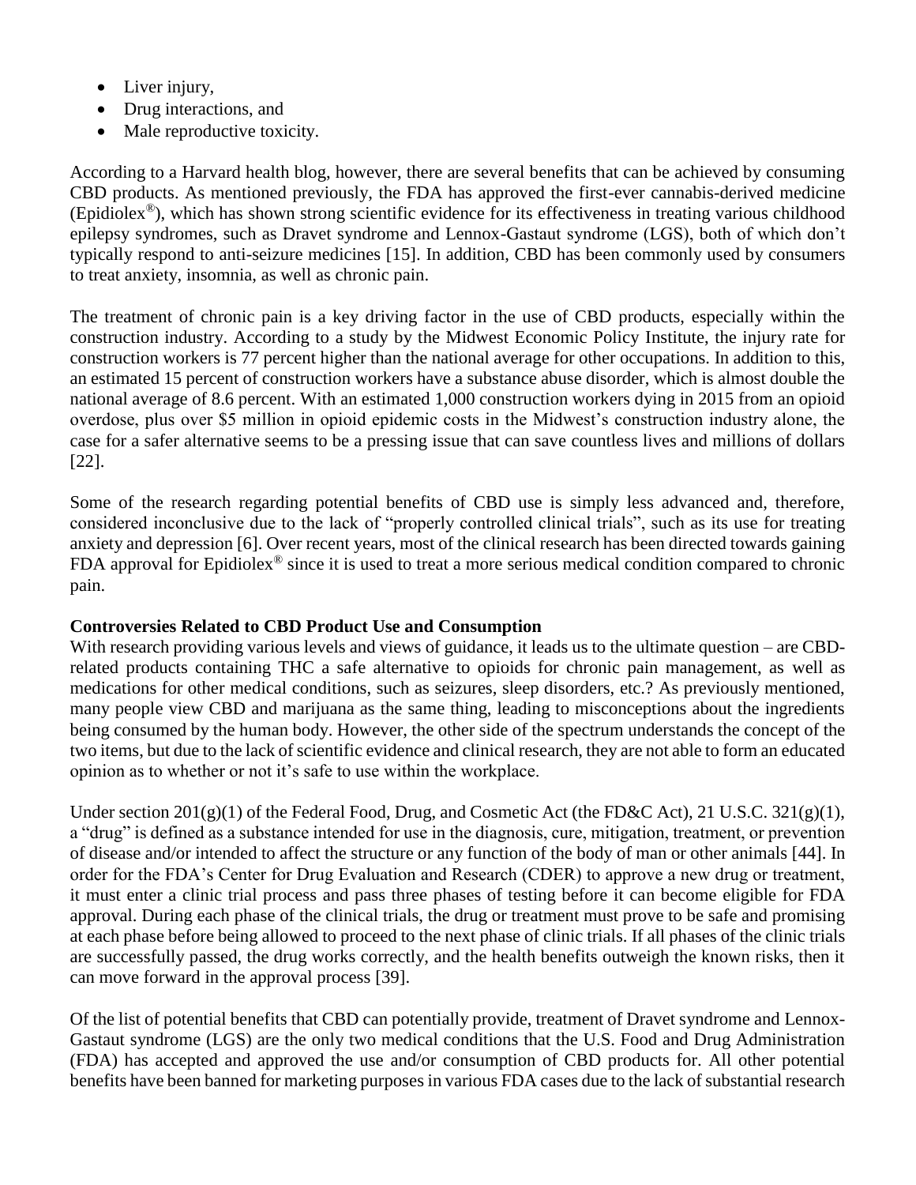- Liver injury,
- Drug interactions, and
- Male reproductive toxicity.

According to a Harvard health blog, however, there are several benefits that can be achieved by consuming CBD products. As mentioned previously, the FDA has approved the first-ever cannabis-derived medicine (Epidiolex®), which has shown strong scientific evidence for its effectiveness in treating various childhood epilepsy syndromes, such as Dravet syndrome and Lennox-Gastaut syndrome (LGS), both of which don't typically respond to anti-seizure medicines [15]. In addition, CBD has been commonly used by consumers to treat anxiety, insomnia, as well as chronic pain.

The treatment of chronic pain is a key driving factor in the use of CBD products, especially within the construction industry. According to a study by the Midwest Economic Policy Institute, the injury rate for construction workers is 77 percent higher than the national average for other occupations. In addition to this, an estimated 15 percent of construction workers have a substance abuse disorder, which is almost double the national average of 8.6 percent. With an estimated 1,000 construction workers dying in 2015 from an opioid overdose, plus over $5 million in opioid epidemic costs in the Midwest's construction industry alone, the case for a safer alternative seems to be a pressing issue that can save countless lives and millions of dollars [22].

Some of the research regarding potential benefits of CBD use is simply less advanced and, therefore, considered inconclusive due to the lack of "properly controlled clinical trials", such as its use for treating anxiety and depression [6]. Over recent years, most of the clinical research has been directed towards gaining FDA approval for Epidiolex® since it is used to treat a more serious medical condition compared to chronic pain.

**Controversies Related to CBD Product Use and Consumption**

With research providing various levels and views of guidance, it leads us to the ultimate question – are CBD-related products containing THC a safe alternative to opioids for chronic pain management, as well as medications for other medical conditions, such as seizures, sleep disorders, etc.? As previously mentioned, many people view CBD and marijuana as the same thing, leading to misconceptions about the ingredients being consumed by the human body. However, the other side of the spectrum understands the concept of the two items, but due to the lack of scientific evidence and clinical research, they are not able to form an educated opinion as to whether or not it's safe to use within the workplace.

Under section 201(g)(1) of the Federal Food, Drug, and Cosmetic Act (the FD&C Act), 21 U.S.C. 321(g)(1), a "drug" is defined as a substance intended for use in the diagnosis, cure, mitigation, treatment, or prevention of disease and/or intended to affect the structure or any function of the body of man or other animals [44]. In order for the FDA's Center for Drug Evaluation and Research (CDER) to approve a new drug or treatment, it must enter a clinic trial process and pass three phases of testing before it can become eligible for FDA approval. During each phase of the clinical trials, the drug or treatment must prove to be safe and promising at each phase before being allowed to proceed to the next phase of clinic trials. If all phases of the clinic trials are successfully passed, the drug works correctly, and the health benefits outweigh the known risks, then it can move forward in the approval process [39].

Of the list of potential benefits that CBD can potentially provide, treatment of Dravet syndrome and Lennox-Gastaut syndrome (LGS) are the only two medical conditions that the U.S. Food and Drug Administration (FDA) has accepted and approved the use and/or consumption of CBD products for. All other potential benefits have been banned for marketing purposes in various FDA cases due to the lack of substantial research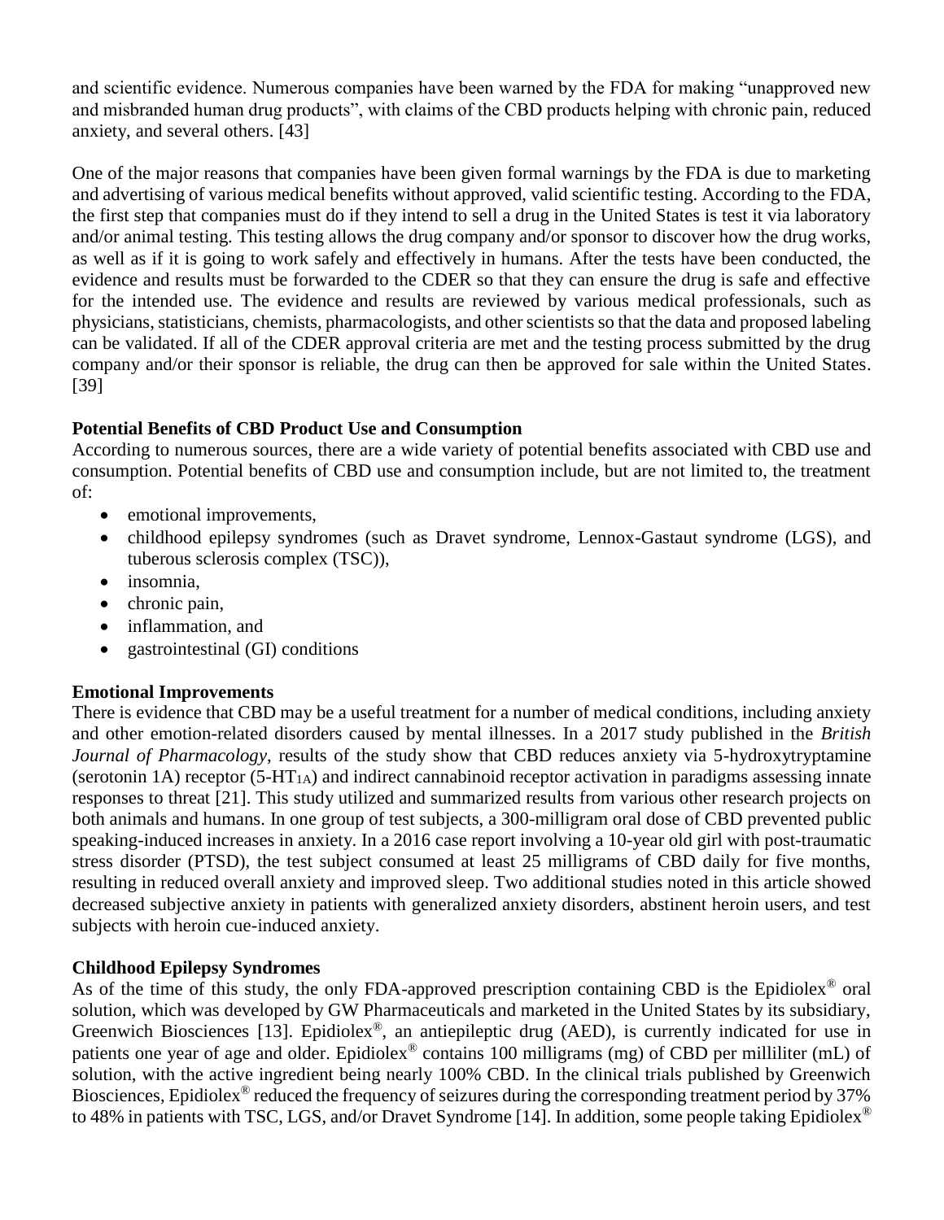and scientific evidence. Numerous companies have been warned by the FDA for making "unapproved new and misbranded human drug products", with claims of the CBD products helping with chronic pain, reduced anxiety, and several others. [43]

One of the major reasons that companies have been given formal warnings by the FDA is due to marketing and advertising of various medical benefits without approved, valid scientific testing. According to the FDA, the first step that companies must do if they intend to sell a drug in the United States is test it via laboratory and/or animal testing. This testing allows the drug company and/or sponsor to discover how the drug works, as well as if it is going to work safely and effectively in humans. After the tests have been conducted, the evidence and results must be forwarded to the CDER so that they can ensure the drug is safe and effective for the intended use. The evidence and results are reviewed by various medical professionals, such as physicians, statisticians, chemists, pharmacologists, and other scientists so that the data and proposed labeling can be validated. If all of the CDER approval criteria are met and the testing process submitted by the drug company and/or their sponsor is reliable, the drug can then be approved for sale within the United States. [39]

**Potential Benefits of CBD Product Use and Consumption**

According to numerous sources, there are a wide variety of potential benefits associated with CBD use and consumption. Potential benefits of CBD use and consumption include, but are not limited to, the treatment of:

- emotional improvements,
- childhood epilepsy syndromes (such as Dravet syndrome, Lennox-Gastaut syndrome (LGS), and tuberous sclerosis complex (TSC)),
- insomnia,
- chronic pain,
- inflammation, and
- gastrointestinal (GI) conditions

**Emotional Improvements**

There is evidence that CBD may be a useful treatment for a number of medical conditions, including anxiety and other emotion-related disorders caused by mental illnesses. In a 2017 study published in the *British Journal of Pharmacology*, results of the study show that CBD reduces anxiety via 5-hydroxytryptamine (serotonin 1A) receptor ($5\text{-}HT_{1A}$) and indirect cannabinoid receptor activation in paradigms assessing innate responses to threat [21]. This study utilized and summarized results from various other research projects on both animals and humans. In one group of test subjects, a 300-milligram oral dose of CBD prevented public speaking-induced increases in anxiety. In a 2016 case report involving a 10-year old girl with post-traumatic stress disorder (PTSD), the test subject consumed at least 25 milligrams of CBD daily for five months, resulting in reduced overall anxiety and improved sleep. Two additional studies noted in this article showed decreased subjective anxiety in patients with generalized anxiety disorders, abstinent heroin users, and test subjects with heroin cue-induced anxiety.

**Childhood Epilepsy Syndromes**

As of the time of this study, the only FDA-approved prescription containing CBD is the Epidiolex® oral solution, which was developed by GW Pharmaceuticals and marketed in the United States by its subsidiary, Greenwich Biosciences [13]. Epidiolex®, an antiepileptic drug (AED), is currently indicated for use in patients one year of age and older. Epidiolex® contains 100 milligrams (mg) of CBD per milliliter (mL) of solution, with the active ingredient being nearly 100% CBD. In the clinical trials published by Greenwich Biosciences, Epidiolex® reduced the frequency of seizures during the corresponding treatment period by 37% to 48% in patients with TSC, LGS, and/or Dravet Syndrome [14]. In addition, some people taking Epidiolex®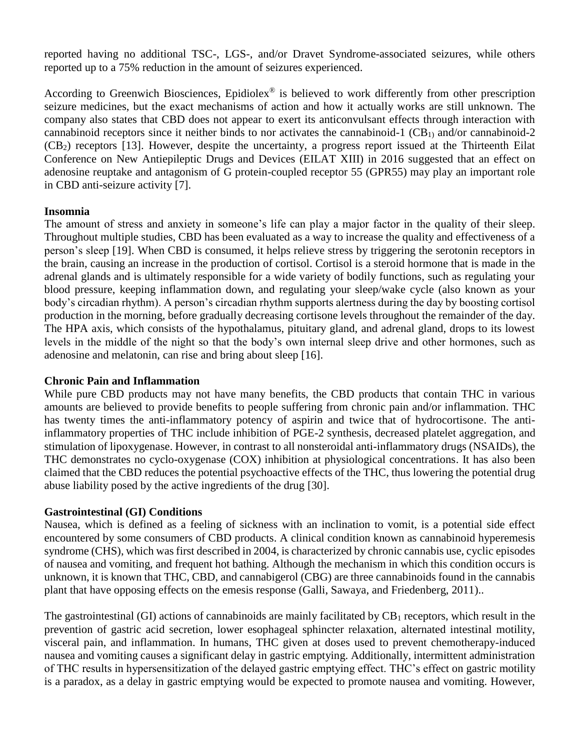reported having no additional TSC-, LGS-, and/or Dravet Syndrome-associated seizures, while others reported up to a 75% reduction in the amount of seizures experienced.

According to Greenwich Biosciences, Epidiolex® is believed to work differently from other prescription seizure medicines, but the exact mechanisms of action and how it actually works are still unknown. The company also states that CBD does not appear to exert its anticonvulsant effects through interaction with cannabinoid receptors since it neither binds to nor activates the cannabinoid-1 ($CB_{1)}$ and/or cannabinoid-2 ($CB_2$) receptors [13]. However, despite the uncertainty, a progress report issued at the Thirteenth Eilat Conference on New Antiepileptic Drugs and Devices (EILAT XIII) in 2016 suggested that an effect on adenosine reuptake and antagonism of G protein-coupled receptor 55 (GPR55) may play an important role in CBD anti-seizure activity [7].

**Insomnia**

The amount of stress and anxiety in someone's life can play a major factor in the quality of their sleep. Throughout multiple studies, CBD has been evaluated as a way to increase the quality and effectiveness of a person's sleep [19]. When CBD is consumed, it helps relieve stress by triggering the serotonin receptors in the brain, causing an increase in the production of cortisol. Cortisol is a steroid hormone that is made in the adrenal glands and is ultimately responsible for a wide variety of bodily functions, such as regulating your blood pressure, keeping inflammation down, and regulating your sleep/wake cycle (also known as your body's circadian rhythm). A person's circadian rhythm supports alertness during the day by boosting cortisol production in the morning, before gradually decreasing cortisone levels throughout the remainder of the day. The HPA axis, which consists of the hypothalamus, pituitary gland, and adrenal gland, drops to its lowest levels in the middle of the night so that the body's own internal sleep drive and other hormones, such as adenosine and melatonin, can rise and bring about sleep [16].

**Chronic Pain and Inflammation**

While pure CBD products may not have many benefits, the CBD products that contain THC in various amounts are believed to provide benefits to people suffering from chronic pain and/or inflammation. THC has twenty times the anti-inflammatory potency of aspirin and twice that of hydrocortisone. The anti-inflammatory properties of THC include inhibition of PGE-2 synthesis, decreased platelet aggregation, and stimulation of lipoxygenase. However, in contrast to all nonsteroidal anti-inflammatory drugs (NSAIDs), the THC demonstrates no cyclo-oxygenase (COX) inhibition at physiological concentrations. It has also been claimed that the CBD reduces the potential psychoactive effects of the THC, thus lowering the potential drug abuse liability posed by the active ingredients of the drug [30].

**Gastrointestinal (GI) Conditions**

Nausea, which is defined as a feeling of sickness with an inclination to vomit, is a potential side effect encountered by some consumers of CBD products. A clinical condition known as cannabinoid hyperemesis syndrome (CHS), which was first described in 2004, is characterized by chronic cannabis use, cyclic episodes of nausea and vomiting, and frequent hot bathing. Although the mechanism in which this condition occurs is unknown, it is known that THC, CBD, and cannabigerol (CBG) are three cannabinoids found in the cannabis plant that have opposing effects on the emesis response (Galli, Sawaya, and Friedenberg, 2011)..

The gastrointestinal (GI) actions of cannabinoids are mainly facilitated by $CB_1$ receptors, which result in the prevention of gastric acid secretion, lower esophageal sphincter relaxation, alternated intestinal motility, visceral pain, and inflammation. In humans, THC given at doses used to prevent chemotherapy-induced nausea and vomiting causes a significant delay in gastric emptying. Additionally, intermittent administration of THC results in hypersensitization of the delayed gastric emptying effect. THC's effect on gastric motility is a paradox, as a delay in gastric emptying would be expected to promote nausea and vomiting. However,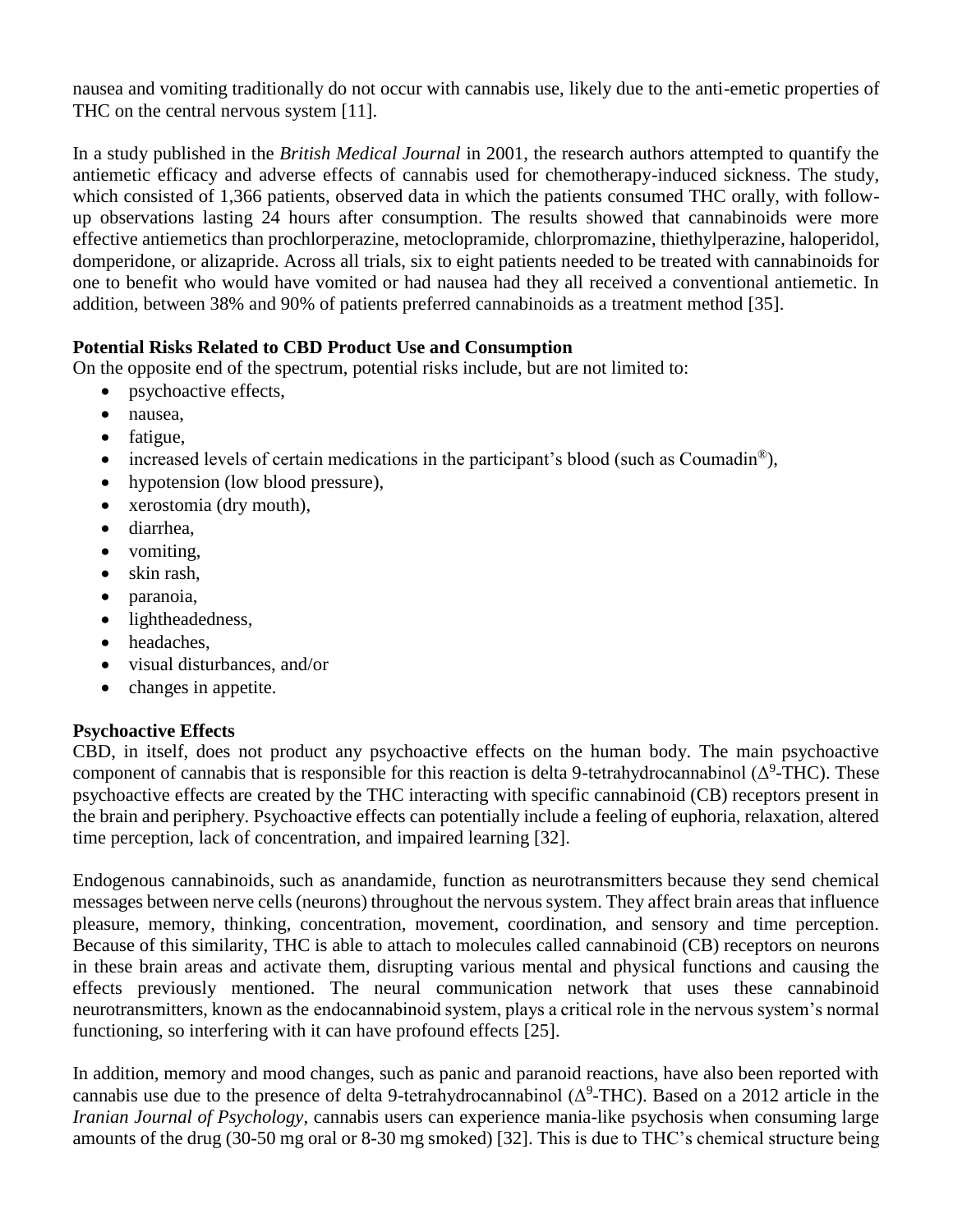nausea and vomiting traditionally do not occur with cannabis use, likely due to the anti-emetic properties of THC on the central nervous system [11].

In a study published in the *British Medical Journal* in 2001, the research authors attempted to quantify the antiemetic efficacy and adverse effects of cannabis used for chemotherapy-induced sickness. The study, which consisted of 1,366 patients, observed data in which the patients consumed THC orally, with follow-up observations lasting 24 hours after consumption. The results showed that cannabinoids were more effective antiemetics than prochlorperazine, metoclopramide, chlorpromazine, thiethylperazine, haloperidol, domperidone, or alizapride. Across all trials, six to eight patients needed to be treated with cannabinoids for one to benefit who would have vomited or had nausea had they all received a conventional antiemetic. In addition, between 38% and 90% of patients preferred cannabinoids as a treatment method [35].

**Potential Risks Related to CBD Product Use and Consumption**

On the opposite end of the spectrum, potential risks include, but are not limited to:

- psychoactive effects,
- nausea,
- fatigue,
- increased levels of certain medications in the participant's blood (such as Coumadin®),
- hypotension (low blood pressure),
- xerostomia (dry mouth),
- diarrhea,
- vomiting,
- skin rash,
- paranoia,
- lightheadedness,
- headaches,
- visual disturbances, and/or
- changes in appetite.

**Psychoactive Effects**

CBD, in itself, does not product any psychoactive effects on the human body. The main psychoactive component of cannabis that is responsible for this reaction is delta 9-tetrahydrocannabinol ($\Delta^9$-THC). These psychoactive effects are created by the THC interacting with specific cannabinoid (CB) receptors present in the brain and periphery. Psychoactive effects can potentially include a feeling of euphoria, relaxation, altered time perception, lack of concentration, and impaired learning [32].

Endogenous cannabinoids, such as anandamide, function as neurotransmitters because they send chemical messages between nerve cells (neurons) throughout the nervous system. They affect brain areas that influence pleasure, memory, thinking, concentration, movement, coordination, and sensory and time perception. Because of this similarity, THC is able to attach to molecules called cannabinoid (CB) receptors on neurons in these brain areas and activate them, disrupting various mental and physical functions and causing the effects previously mentioned. The neural communication network that uses these cannabinoid neurotransmitters, known as the endocannabinoid system, plays a critical role in the nervous system's normal functioning, so interfering with it can have profound effects [25].

In addition, memory and mood changes, such as panic and paranoid reactions, have also been reported with cannabis use due to the presence of delta 9-tetrahydrocannabinol ($\Delta^9$-THC). Based on a 2012 article in the *Iranian Journal of Psychology*, cannabis users can experience mania-like psychosis when consuming large amounts of the drug (30-50 mg oral or 8-30 mg smoked) [32]. This is due to THC's chemical structure being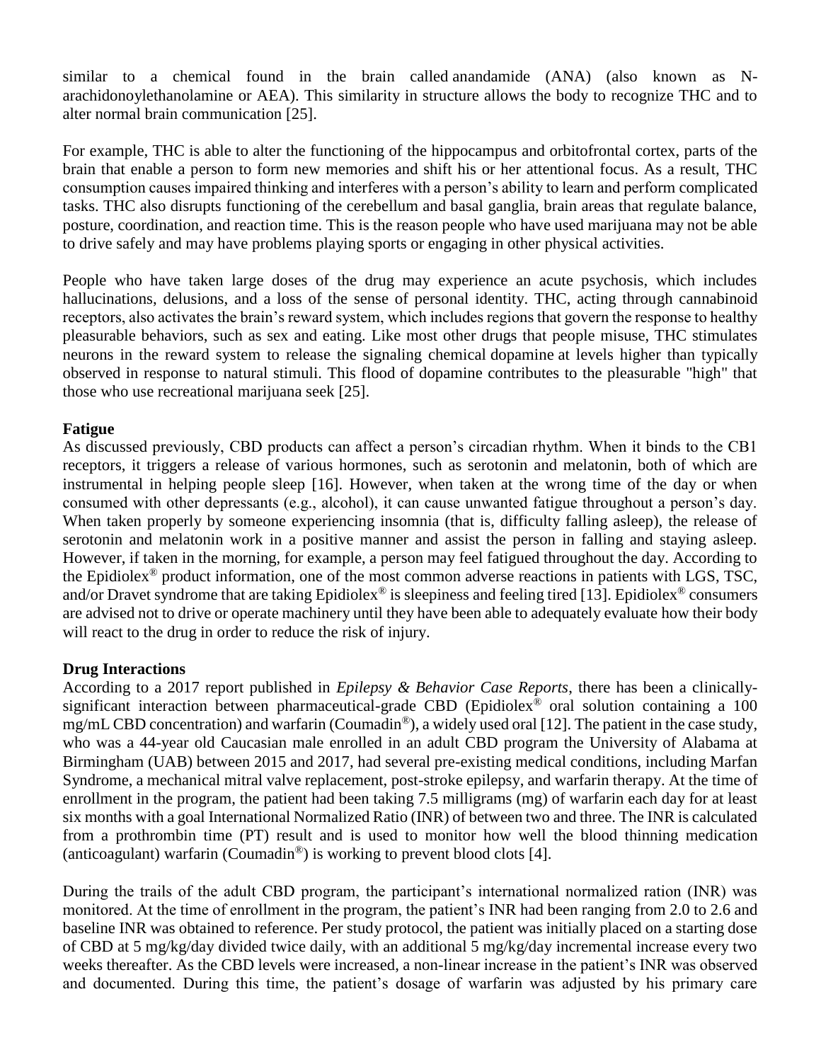similar to a chemical found in the brain called anandamide (ANA) (also known as N-arachidonoylethanolamine or AEA). This similarity in structure allows the body to recognize THC and to alter normal brain communication [25].

For example, THC is able to alter the functioning of the hippocampus and orbitofrontal cortex, parts of the brain that enable a person to form new memories and shift his or her attentional focus. As a result, THC consumption causes impaired thinking and interferes with a person's ability to learn and perform complicated tasks. THC also disrupts functioning of the cerebellum and basal ganglia, brain areas that regulate balance, posture, coordination, and reaction time. This is the reason people who have used marijuana may not be able to drive safely and may have problems playing sports or engaging in other physical activities.

People who have taken large doses of the drug may experience an acute psychosis, which includes hallucinations, delusions, and a loss of the sense of personal identity. THC, acting through cannabinoid receptors, also activates the brain's reward system, which includes regions that govern the response to healthy pleasurable behaviors, such as sex and eating. Like most other drugs that people misuse, THC stimulates neurons in the reward system to release the signaling chemical dopamine at levels higher than typically observed in response to natural stimuli. This flood of dopamine contributes to the pleasurable "high" that those who use recreational marijuana seek [25].

**Fatigue**

As discussed previously, CBD products can affect a person's circadian rhythm. When it binds to the CB1 receptors, it triggers a release of various hormones, such as serotonin and melatonin, both of which are instrumental in helping people sleep [16]. However, when taken at the wrong time of the day or when consumed with other depressants (e.g., alcohol), it can cause unwanted fatigue throughout a person's day. When taken properly by someone experiencing insomnia (that is, difficulty falling asleep), the release of serotonin and melatonin work in a positive manner and assist the person in falling and staying asleep. However, if taken in the morning, for example, a person may feel fatigued throughout the day. According to the Epidiolex® product information, one of the most common adverse reactions in patients with LGS, TSC, and/or Dravet syndrome that are taking Epidiolex® is sleepiness and feeling tired [13]. Epidiolex® consumers are advised not to drive or operate machinery until they have been able to adequately evaluate how their body will react to the drug in order to reduce the risk of injury.

**Drug Interactions**

According to a 2017 report published in *Epilepsy & Behavior Case Reports*, there has been a clinically-significant interaction between pharmaceutical-grade CBD (Epidiolex® oral solution containing a 100 mg/mL CBD concentration) and warfarin (Coumadin®), a widely used oral [12]. The patient in the case study, who was a 44-year old Caucasian male enrolled in an adult CBD program the University of Alabama at Birmingham (UAB) between 2015 and 2017, had several pre-existing medical conditions, including Marfan Syndrome, a mechanical mitral valve replacement, post-stroke epilepsy, and warfarin therapy. At the time of enrollment in the program, the patient had been taking 7.5 milligrams (mg) of warfarin each day for at least six months with a goal International Normalized Ratio (INR) of between two and three. The INR is calculated from a prothrombin time (PT) result and is used to monitor how well the blood thinning medication (anticoagulant) warfarin (Coumadin®) is working to prevent blood clots [4].

During the trails of the adult CBD program, the participant's international normalized ration (INR) was monitored. At the time of enrollment in the program, the patient's INR had been ranging from 2.0 to 2.6 and baseline INR was obtained to reference. Per study protocol, the patient was initially placed on a starting dose of CBD at 5 mg/kg/day divided twice daily, with an additional 5 mg/kg/day incremental increase every two weeks thereafter. As the CBD levels were increased, a non-linear increase in the patient's INR was observed and documented. During this time, the patient's dosage of warfarin was adjusted by his primary care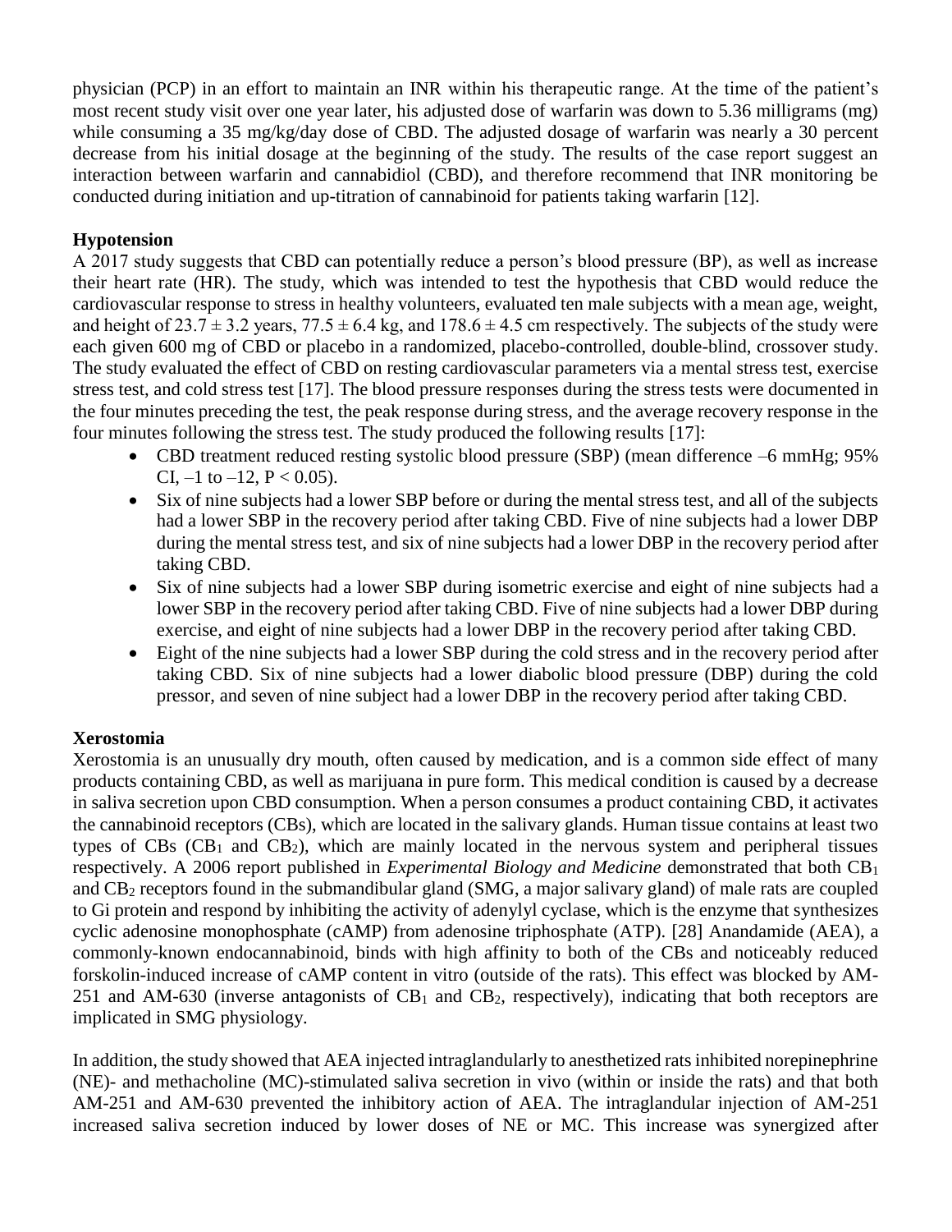physician (PCP) in an effort to maintain an INR within his therapeutic range. At the time of the patient's most recent study visit over one year later, his adjusted dose of warfarin was down to 5.36 milligrams (mg) while consuming a 35 mg/kg/day dose of CBD. The adjusted dosage of warfarin was nearly a 30 percent decrease from his initial dosage at the beginning of the study. The results of the case report suggest an interaction between warfarin and cannabidiol (CBD), and therefore recommend that INR monitoring be conducted during initiation and up-titration of cannabinoid for patients taking warfarin [12].

### Hypotension

A 2017 study suggests that CBD can potentially reduce a person's blood pressure (BP), as well as increase their heart rate (HR). The study, which was intended to test the hypothesis that CBD would reduce the cardiovascular response to stress in healthy volunteers, evaluated ten male subjects with a mean age, weight, and height of $23.7 \pm 3.2$ years, $77.5 \pm 6.4$ kg, and $178.6 \pm 4.5$ cm respectively. The subjects of the study were each given 600 mg of CBD or placebo in a randomized, placebo-controlled, double-blind, crossover study. The study evaluated the effect of CBD on resting cardiovascular parameters via a mental stress test, exercise stress test, and cold stress test [17]. The blood pressure responses during the stress tests were documented in the four minutes preceding the test, the peak response during stress, and the average recovery response in the four minutes following the stress test. The study produced the following results [17]:

- CBD treatment reduced resting systolic blood pressure (SBP) (mean difference –6 mmHg; 95% CI, –1 to –12, $P < 0.05$).
- Six of nine subjects had a lower SBP before or during the mental stress test, and all of the subjects had a lower SBP in the recovery period after taking CBD. Five of nine subjects had a lower DBP during the mental stress test, and six of nine subjects had a lower DBP in the recovery period after taking CBD.
- Six of nine subjects had a lower SBP during isometric exercise and eight of nine subjects had a lower SBP in the recovery period after taking CBD. Five of nine subjects had a lower DBP during exercise, and eight of nine subjects had a lower DBP in the recovery period after taking CBD.
- Eight of the nine subjects had a lower SBP during the cold stress and in the recovery period after taking CBD. Six of nine subjects had a lower diabolic blood pressure (DBP) during the cold pressor, and seven of nine subject had a lower DBP in the recovery period after taking CBD.

### Xerostomia

Xerostomia is an unusually dry mouth, often caused by medication, and is a common side effect of many products containing CBD, as well as marijuana in pure form. This medical condition is caused by a decrease in saliva secretion upon CBD consumption. When a person consumes a product containing CBD, it activates the cannabinoid receptors (CBs), which are located in the salivary glands. Human tissue contains at least two types of CBs ($CB_1$ and $CB_2$), which are mainly located in the nervous system and peripheral tissues respectively. A 2006 report published in *Experimental Biology and Medicine* demonstrated that both $CB_1$ and $CB_2$ receptors found in the submandibular gland (SMG, a major salivary gland) of male rats are coupled to Gi protein and respond by inhibiting the activity of adenylyl cyclase, which is the enzyme that synthesizes cyclic adenosine monophosphate (cAMP) from adenosine triphosphate (ATP). [28] Anandamide (AEA), a commonly-known endocannabinoid, binds with high affinity to both of the CBs and noticeably reduced forskolin-induced increase of cAMP content in vitro (outside of the rats). This effect was blocked by AM-251 and AM-630 (inverse antagonists of $CB_1$ and $CB_2$, respectively), indicating that both receptors are implicated in SMG physiology.

In addition, the study showed that AEA injected intraglandularly to anesthetized rats inhibited norepinephrine (NE)- and methacholine (MC)-stimulated saliva secretion in vivo (within or inside the rats) and that both AM-251 and AM-630 prevented the inhibitory action of AEA. The intraglandular injection of AM-251 increased saliva secretion induced by lower doses of NE or MC. This increase was synergized after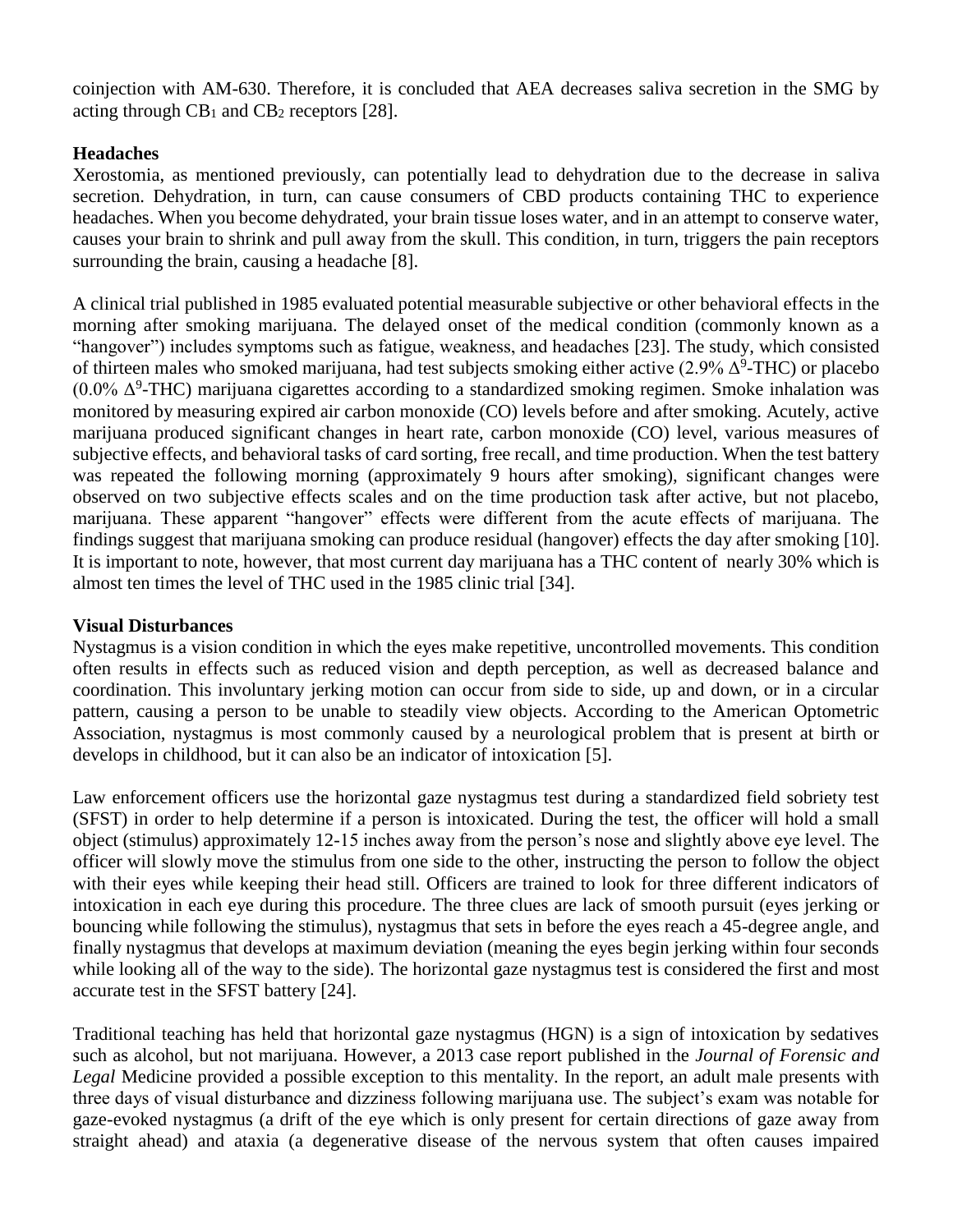coinjection with AM-630. Therefore, it is concluded that AEA decreases saliva secretion in the SMG by acting through $CB_1$ and $CB_2$ receptors [28].

**Headaches**

Xerostomia, as mentioned previously, can potentially lead to dehydration due to the decrease in saliva secretion. Dehydration, in turn, can cause consumers of CBD products containing THC to experience headaches. When you become dehydrated, your brain tissue loses water, and in an attempt to conserve water, causes your brain to shrink and pull away from the skull. This condition, in turn, triggers the pain receptors surrounding the brain, causing a headache [8].

A clinical trial published in 1985 evaluated potential measurable subjective or other behavioral effects in the morning after smoking marijuana. The delayed onset of the medical condition (commonly known as a "hangover") includes symptoms such as fatigue, weakness, and headaches [23]. The study, which consisted of thirteen males who smoked marijuana, had test subjects smoking either active (2.9% $\Delta^9$-THC) or placebo (0.0% $\Delta^9$-THC) marijuana cigarettes according to a standardized smoking regimen. Smoke inhalation was monitored by measuring expired air carbon monoxide (CO) levels before and after smoking. Acutely, active marijuana produced significant changes in heart rate, carbon monoxide (CO) level, various measures of subjective effects, and behavioral tasks of card sorting, free recall, and time production. When the test battery was repeated the following morning (approximately 9 hours after smoking), significant changes were observed on two subjective effects scales and on the time production task after active, but not placebo, marijuana. These apparent "hangover" effects were different from the acute effects of marijuana. The findings suggest that marijuana smoking can produce residual (hangover) effects the day after smoking [10]. It is important to note, however, that most current day marijuana has a THC content of nearly 30% which is almost ten times the level of THC used in the 1985 clinic trial [34].

**Visual Disturbances**

Nystagmus is a vision condition in which the eyes make repetitive, uncontrolled movements. This condition often results in effects such as reduced vision and depth perception, as well as decreased balance and coordination. This involuntary jerking motion can occur from side to side, up and down, or in a circular pattern, causing a person to be unable to steadily view objects. According to the American Optometric Association, nystagmus is most commonly caused by a neurological problem that is present at birth or develops in childhood, but it can also be an indicator of intoxication [5].

Law enforcement officers use the horizontal gaze nystagmus test during a standardized field sobriety test (SFST) in order to help determine if a person is intoxicated. During the test, the officer will hold a small object (stimulus) approximately 12-15 inches away from the person's nose and slightly above eye level. The officer will slowly move the stimulus from one side to the other, instructing the person to follow the object with their eyes while keeping their head still. Officers are trained to look for three different indicators of intoxication in each eye during this procedure. The three clues are lack of smooth pursuit (eyes jerking or bouncing while following the stimulus), nystagmus that sets in before the eyes reach a 45-degree angle, and finally nystagmus that develops at maximum deviation (meaning the eyes begin jerking within four seconds while looking all of the way to the side). The horizontal gaze nystagmus test is considered the first and most accurate test in the SFST battery [24].

Traditional teaching has held that horizontal gaze nystagmus (HGN) is a sign of intoxication by sedatives such as alcohol, but not marijuana. However, a 2013 case report published in the *Journal of Forensic and Legal* Medicine provided a possible exception to this mentality. In the report, an adult male presents with three days of visual disturbance and dizziness following marijuana use. The subject's exam was notable for gaze-evoked nystagmus (a drift of the eye which is only present for certain directions of gaze away from straight ahead) and ataxia (a degenerative disease of the nervous system that often causes impaired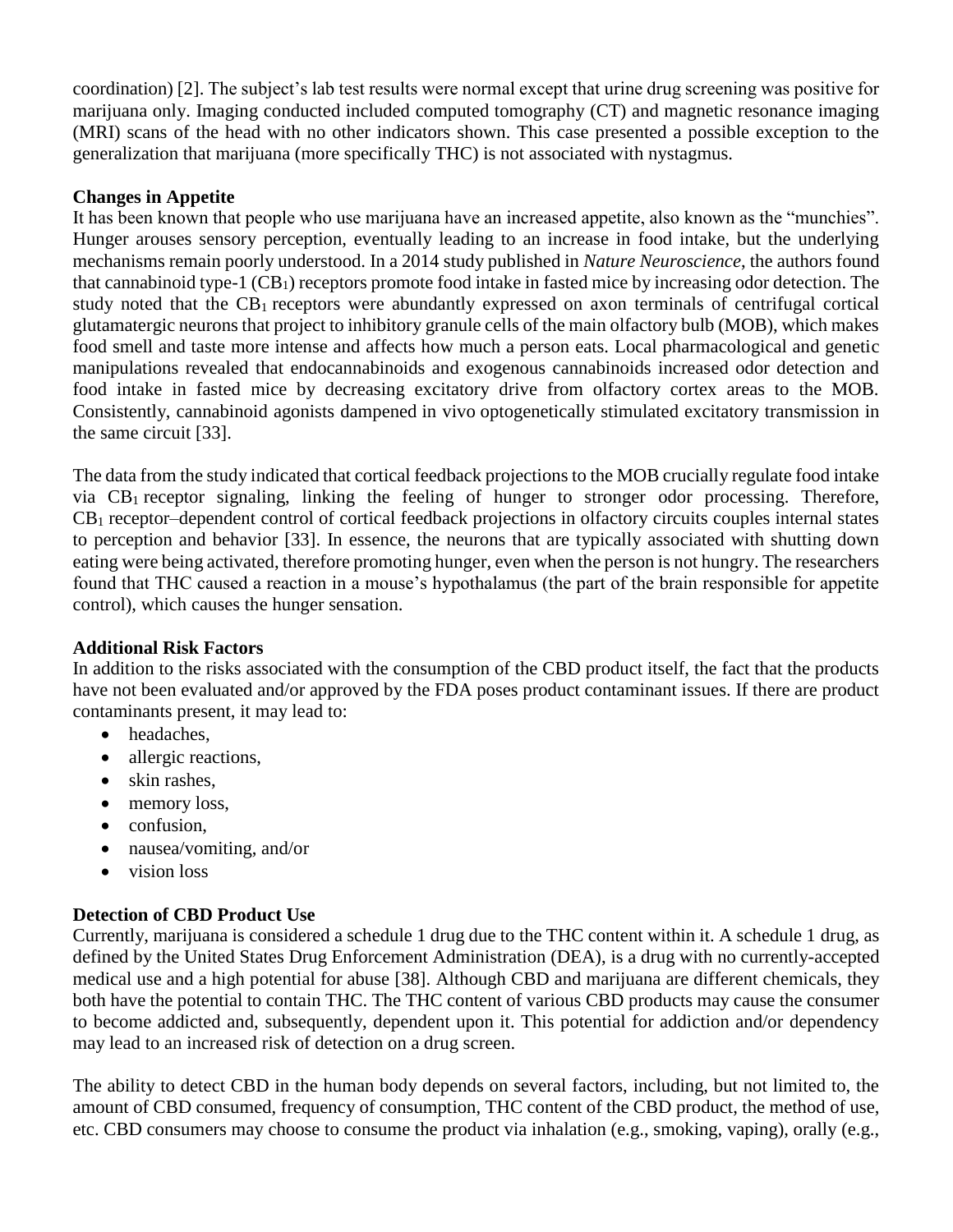coordination) [2]. The subject's lab test results were normal except that urine drug screening was positive for marijuana only. Imaging conducted included computed tomography (CT) and magnetic resonance imaging (MRI) scans of the head with no other indicators shown. This case presented a possible exception to the generalization that marijuana (more specifically THC) is not associated with nystagmus.

**Changes in Appetite**

It has been known that people who use marijuana have an increased appetite, also known as the "munchies". Hunger arouses sensory perception, eventually leading to an increase in food intake, but the underlying mechanisms remain poorly understood. In a 2014 study published in *Nature Neuroscience*, the authors found that cannabinoid type-1 ($CB_1$) receptors promote food intake in fasted mice by increasing odor detection. The study noted that the $CB_1$ receptors were abundantly expressed on axon terminals of centrifugal cortical glutamatergic neurons that project to inhibitory granule cells of the main olfactory bulb (MOB), which makes food smell and taste more intense and affects how much a person eats. Local pharmacological and genetic manipulations revealed that endocannabinoids and exogenous cannabinoids increased odor detection and food intake in fasted mice by decreasing excitatory drive from olfactory cortex areas to the MOB. Consistently, cannabinoid agonists dampened in vivo optogenetically stimulated excitatory transmission in the same circuit [33].

The data from the study indicated that cortical feedback projections to the MOB crucially regulate food intake via $CB_1$ receptor signaling, linking the feeling of hunger to stronger odor processing. Therefore, $CB_1$ receptor–dependent control of cortical feedback projections in olfactory circuits couples internal states to perception and behavior [33]. In essence, the neurons that are typically associated with shutting down eating were being activated, therefore promoting hunger, even when the person is not hungry. The researchers found that THC caused a reaction in a mouse's hypothalamus (the part of the brain responsible for appetite control), which causes the hunger sensation.

**Additional Risk Factors**

In addition to the risks associated with the consumption of the CBD product itself, the fact that the products have not been evaluated and/or approved by the FDA poses product contaminant issues. If there are product contaminants present, it may lead to:

- headaches,
- allergic reactions,
- skin rashes,
- memory loss,
- confusion,
- nausea/vomiting, and/or
- vision loss

**Detection of CBD Product Use**

Currently, marijuana is considered a schedule 1 drug due to the THC content within it. A schedule 1 drug, as defined by the United States Drug Enforcement Administration (DEA), is a drug with no currently-accepted medical use and a high potential for abuse [38]. Although CBD and marijuana are different chemicals, they both have the potential to contain THC. The THC content of various CBD products may cause the consumer to become addicted and, subsequently, dependent upon it. This potential for addiction and/or dependency may lead to an increased risk of detection on a drug screen.

The ability to detect CBD in the human body depends on several factors, including, but not limited to, the amount of CBD consumed, frequency of consumption, THC content of the CBD product, the method of use, etc. CBD consumers may choose to consume the product via inhalation (e.g., smoking, vaping), orally (e.g.,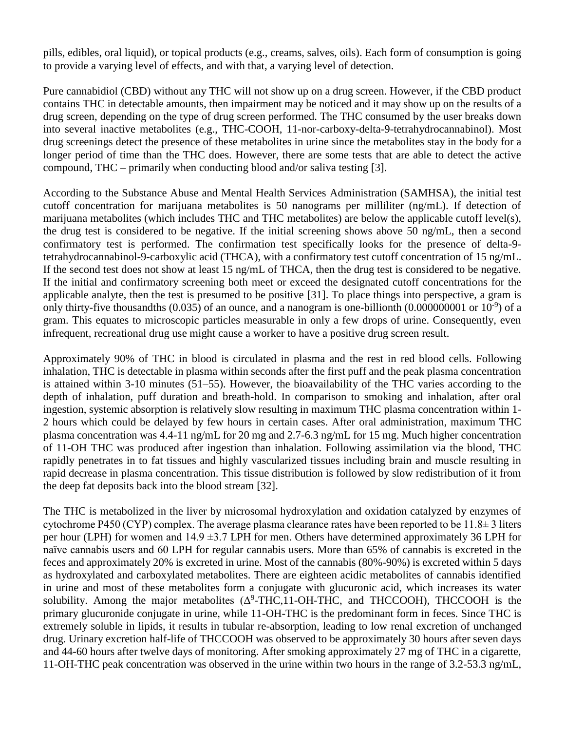pills, edibles, oral liquid), or topical products (e.g., creams, salves, oils). Each form of consumption is going to provide a varying level of effects, and with that, a varying level of detection.

Pure cannabidiol (CBD) without any THC will not show up on a drug screen. However, if the CBD product contains THC in detectable amounts, then impairment may be noticed and it may show up on the results of a drug screen, depending on the type of drug screen performed. The THC consumed by the user breaks down into several inactive metabolites (e.g., THC-COOH, 11-nor-carboxy-delta-9-tetrahydrocannabinol). Most drug screenings detect the presence of these metabolites in urine since the metabolites stay in the body for a longer period of time than the THC does. However, there are some tests that are able to detect the active compound, THC – primarily when conducting blood and/or saliva testing [3].

According to the Substance Abuse and Mental Health Services Administration (SAMHSA), the initial test cutoff concentration for marijuana metabolites is 50 nanograms per milliliter (ng/mL). If detection of marijuana metabolites (which includes THC and THC metabolites) are below the applicable cutoff level(s), the drug test is considered to be negative. If the initial screening shows above 50 ng/mL, then a second confirmatory test is performed. The confirmation test specifically looks for the presence of delta-9-tetrahydrocannabinol-9-carboxylic acid (THCA), with a confirmatory test cutoff concentration of 15 ng/mL. If the second test does not show at least 15 ng/mL of THCA, then the drug test is considered to be negative. If the initial and confirmatory screening both meet or exceed the designated cutoff concentrations for the applicable analyte, then the test is presumed to be positive [31]. To place things into perspective, a gram is only thirty-five thousandths (0.035) of an ounce, and a nanogram is one-billionth (0.000000001 or $10^{-9}$) of a gram. This equates to microscopic particles measurable in only a few drops of urine. Consequently, even infrequent, recreational drug use might cause a worker to have a positive drug screen result.

Approximately 90% of THC in blood is circulated in plasma and the rest in red blood cells. Following inhalation, THC is detectable in plasma within seconds after the first puff and the peak plasma concentration is attained within 3-10 minutes (51–55). However, the bioavailability of the THC varies according to the depth of inhalation, puff duration and breath-hold. In comparison to smoking and inhalation, after oral ingestion, systemic absorption is relatively slow resulting in maximum THC plasma concentration within 1-2 hours which could be delayed by few hours in certain cases. After oral administration, maximum THC plasma concentration was 4.4-11 ng/mL for 20 mg and 2.7-6.3 ng/mL for 15 mg. Much higher concentration of 11-OH THC was produced after ingestion than inhalation. Following assimilation via the blood, THC rapidly penetrates in to fat tissues and highly vascularized tissues including brain and muscle resulting in rapid decrease in plasma concentration. This tissue distribution is followed by slow redistribution of it from the deep fat deposits back into the blood stream [32].

The THC is metabolized in the liver by microsomal hydroxylation and oxidation catalyzed by enzymes of cytochrome P450 (CYP) complex. The average plasma clearance rates have been reported to be $11.8 \pm 3$ liters per hour (LPH) for women and $14.9 \pm 3.7$ LPH for men. Others have determined approximately 36 LPH for naïve cannabis users and 60 LPH for regular cannabis users. More than 65% of cannabis is excreted in the feces and approximately 20% is excreted in urine. Most of the cannabis (80%-90%) is excreted within 5 days as hydroxylated and carboxylated metabolites. There are eighteen acidic metabolites of cannabis identified in urine and most of these metabolites form a conjugate with glucuronic acid, which increases its water solubility. Among the major metabolites ($\Delta^9$-THC,11-OH-THC, and THCCOOH), THCCOOH is the primary glucuronide conjugate in urine, while 11-OH-THC is the predominant form in feces. Since THC is extremely soluble in lipids, it results in tubular re-absorption, leading to low renal excretion of unchanged drug. Urinary excretion half-life of THCCOOH was observed to be approximately 30 hours after seven days and 44-60 hours after twelve days of monitoring. After smoking approximately 27 mg of THC in a cigarette, 11-OH-THC peak concentration was observed in the urine within two hours in the range of 3.2-53.3 ng/mL,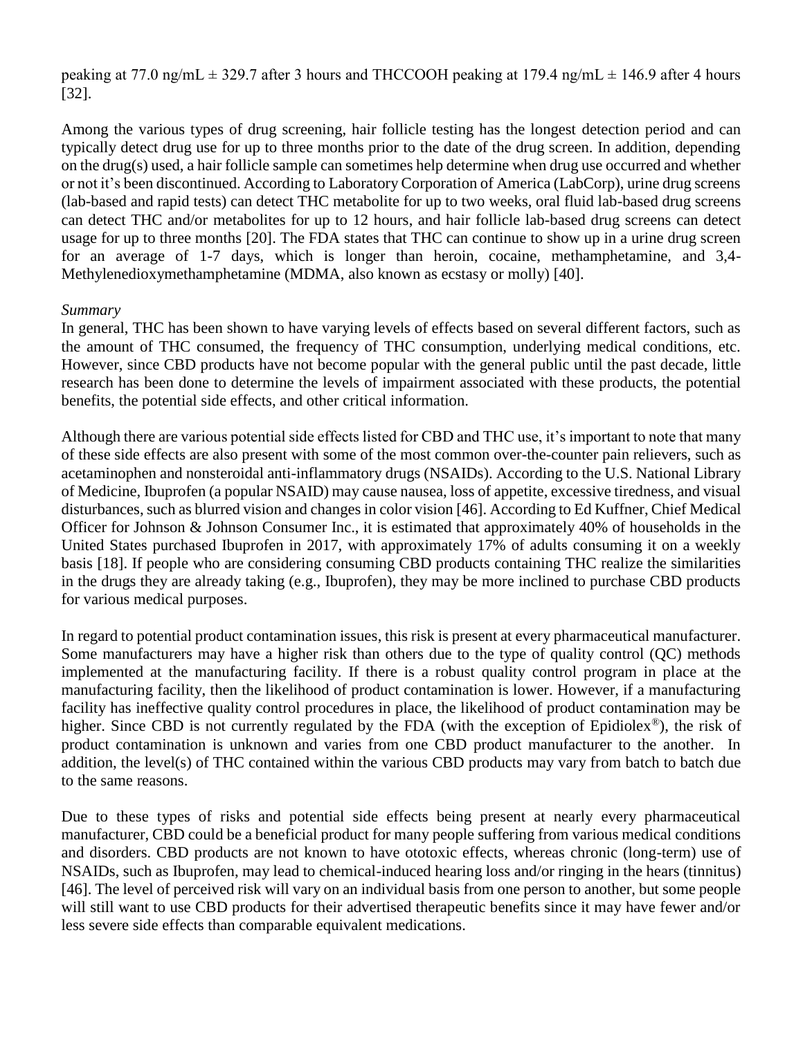peaking at 77.0 ng/mL ± 329.7 after 3 hours and THCCOOH peaking at 179.4 ng/mL ± 146.9 after 4 hours [32].

Among the various types of drug screening, hair follicle testing has the longest detection period and can typically detect drug use for up to three months prior to the date of the drug screen. In addition, depending on the drug(s) used, a hair follicle sample can sometimes help determine when drug use occurred and whether or not it's been discontinued. According to Laboratory Corporation of America (LabCorp), urine drug screens (lab-based and rapid tests) can detect THC metabolite for up to two weeks, oral fluid lab-based drug screens can detect THC and/or metabolites for up to 12 hours, and hair follicle lab-based drug screens can detect usage for up to three months [20]. The FDA states that THC can continue to show up in a urine drug screen for an average of 1-7 days, which is longer than heroin, cocaine, methamphetamine, and 3,4-Methylenedioxymethamphetamine (MDMA, also known as ecstasy or molly) [40].

*Summary*

In general, THC has been shown to have varying levels of effects based on several different factors, such as the amount of THC consumed, the frequency of THC consumption, underlying medical conditions, etc. However, since CBD products have not become popular with the general public until the past decade, little research has been done to determine the levels of impairment associated with these products, the potential benefits, the potential side effects, and other critical information.

Although there are various potential side effects listed for CBD and THC use, it's important to note that many of these side effects are also present with some of the most common over-the-counter pain relievers, such as acetaminophen and nonsteroidal anti-inflammatory drugs (NSAIDs). According to the U.S. National Library of Medicine, Ibuprofen (a popular NSAID) may cause nausea, loss of appetite, excessive tiredness, and visual disturbances, such as blurred vision and changes in color vision [46]. According to Ed Kuffner, Chief Medical Officer for Johnson & Johnson Consumer Inc., it is estimated that approximately 40% of households in the United States purchased Ibuprofen in 2017, with approximately 17% of adults consuming it on a weekly basis [18]. If people who are considering consuming CBD products containing THC realize the similarities in the drugs they are already taking (e.g., Ibuprofen), they may be more inclined to purchase CBD products for various medical purposes.

In regard to potential product contamination issues, this risk is present at every pharmaceutical manufacturer. Some manufacturers may have a higher risk than others due to the type of quality control (QC) methods implemented at the manufacturing facility. If there is a robust quality control program in place at the manufacturing facility, then the likelihood of product contamination is lower. However, if a manufacturing facility has ineffective quality control procedures in place, the likelihood of product contamination may be higher. Since CBD is not currently regulated by the FDA (with the exception of Epidiolex®), the risk of product contamination is unknown and varies from one CBD product manufacturer to the another. In addition, the level(s) of THC contained within the various CBD products may vary from batch to batch due to the same reasons.

Due to these types of risks and potential side effects being present at nearly every pharmaceutical manufacturer, CBD could be a beneficial product for many people suffering from various medical conditions and disorders. CBD products are not known to have ototoxic effects, whereas chronic (long-term) use of NSAIDs, such as Ibuprofen, may lead to chemical-induced hearing loss and/or ringing in the hears (tinnitus) [46]. The level of perceived risk will vary on an individual basis from one person to another, but some people will still want to use CBD products for their advertised therapeutic benefits since it may have fewer and/or less severe side effects than comparable equivalent medications.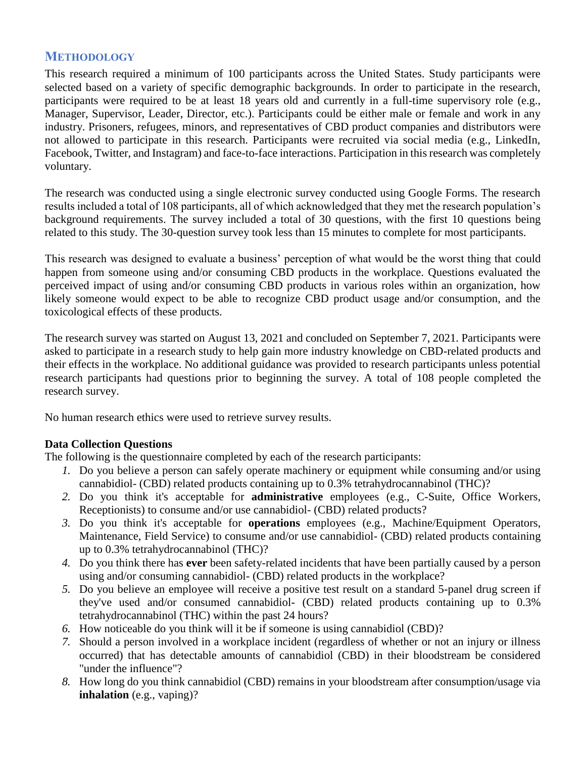## METHODOLOGY

This research required a minimum of 100 participants across the United States. Study participants were selected based on a variety of specific demographic backgrounds. In order to participate in the research, participants were required to be at least 18 years old and currently in a full-time supervisory role (e.g., Manager, Supervisor, Leader, Director, etc.). Participants could be either male or female and work in any industry. Prisoners, refugees, minors, and representatives of CBD product companies and distributors were not allowed to participate in this research. Participants were recruited via social media (e.g., LinkedIn, Facebook, Twitter, and Instagram) and face-to-face interactions. Participation in this research was completely voluntary.

The research was conducted using a single electronic survey conducted using Google Forms. The research results included a total of 108 participants, all of which acknowledged that they met the research population's background requirements. The survey included a total of 30 questions, with the first 10 questions being related to this study. The 30-question survey took less than 15 minutes to complete for most participants.

This research was designed to evaluate a business' perception of what would be the worst thing that could happen from someone using and/or consuming CBD products in the workplace. Questions evaluated the perceived impact of using and/or consuming CBD products in various roles within an organization, how likely someone would expect to be able to recognize CBD product usage and/or consumption, and the toxicological effects of these products.

The research survey was started on August 13, 2021 and concluded on September 7, 2021. Participants were asked to participate in a research study to help gain more industry knowledge on CBD-related products and their effects in the workplace. No additional guidance was provided to research participants unless potential research participants had questions prior to beginning the survey. A total of 108 people completed the research survey.

No human research ethics were used to retrieve survey results.

**Data Collection Questions**

The following is the questionnaire completed by each of the research participants:

1. Do you believe a person can safely operate machinery or equipment while consuming and/or using cannabidiol- (CBD) related products containing up to 0.3% tetrahydrocannabinol (THC)?
2. Do you think it's acceptable for **administrative** employees (e.g., C-Suite, Office Workers, Receptionists) to consume and/or use cannabidiol- (CBD) related products?
3. Do you think it's acceptable for **operations** employees (e.g., Machine/Equipment Operators, Maintenance, Field Service) to consume and/or use cannabidiol- (CBD) related products containing up to 0.3% tetrahydrocannabinol (THC)?
4. Do you think there has **ever** been safety-related incidents that have been partially caused by a person using and/or consuming cannabidiol- (CBD) related products in the workplace?
5. Do you believe an employee will receive a positive test result on a standard 5-panel drug screen if they've used and/or consumed cannabidiol- (CBD) related products containing up to 0.3% tetrahydrocannabinol (THC) within the past 24 hours?
6. How noticeable do you think will it be if someone is using cannabidiol (CBD)?
7. Should a person involved in a workplace incident (regardless of whether or not an injury or illness occurred) that has detectable amounts of cannabidiol (CBD) in their bloodstream be considered "under the influence"?
8. How long do you think cannabidiol (CBD) remains in your bloodstream after consumption/usage via **inhalation** (e.g., vaping)?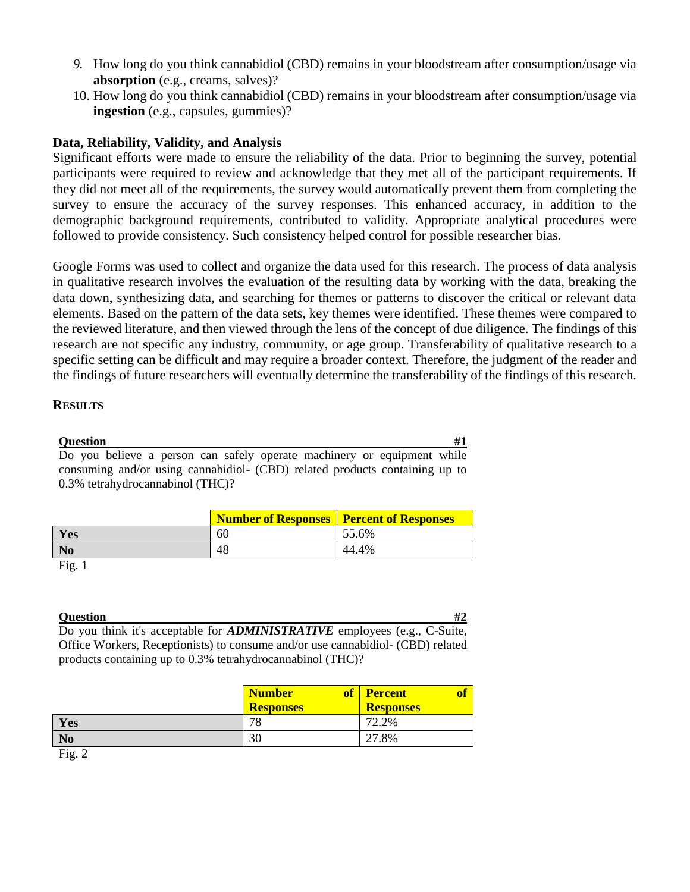9. How long do you think cannabidiol (CBD) remains in your bloodstream after consumption/usage via **absorption** (e.g., creams, salves)?
10. How long do you think cannabidiol (CBD) remains in your bloodstream after consumption/usage via **ingestion** (e.g., capsules, gummies)?

**Data, Reliability, Validity, and Analysis**

Significant efforts were made to ensure the reliability of the data. Prior to beginning the survey, potential participants were required to review and acknowledge that they met all of the participant requirements. If they did not meet all of the requirements, the survey would automatically prevent them from completing the survey to ensure the accuracy of the survey responses. This enhanced accuracy, in addition to the demographic background requirements, contributed to validity. Appropriate analytical procedures were followed to provide consistency. Such consistency helped control for possible researcher bias.

Google Forms was used to collect and organize the data used for this research. The process of data analysis in qualitative research involves the evaluation of the resulting data by working with the data, breaking the data down, synthesizing data, and searching for themes or patterns to discover the critical or relevant data elements. Based on the pattern of the data sets, key themes were identified. These themes were compared to the reviewed literature, and then viewed through the lens of the concept of due diligence. The findings of this research are not specific any industry, community, or age group. Transferability of qualitative research to a specific setting can be difficult and may require a broader context. Therefore, the judgment of the reader and the findings of future researchers will eventually determine the transferability of the findings of this research.

## RESULTS

**Question #1**

Do you believe a person can safely operate machinery or equipment while consuming and/or using cannabidiol- (CBD) related products containing up to 0.3% tetrahydrocannabinol (THC)?

| | Number of Responses | Percent of Responses |
|---|---|---|
| **Yes** | 60 | 55.6% |
| **No** | 48 | 44.4% |

Fig. 1

**Question #2**

Do you think it's acceptable for ***ADMINISTRATIVE*** employees (e.g., C-Suite, Office Workers, Receptionists) to consume and/or use cannabidiol- (CBD) related products containing up to 0.3% tetrahydrocannabinol (THC)?

| | Number of Responses | Percent of Responses |
|---|---|---|
| **Yes** | 78 | 72.2% |
| **No** | 30 | 27.8% |

Fig. 2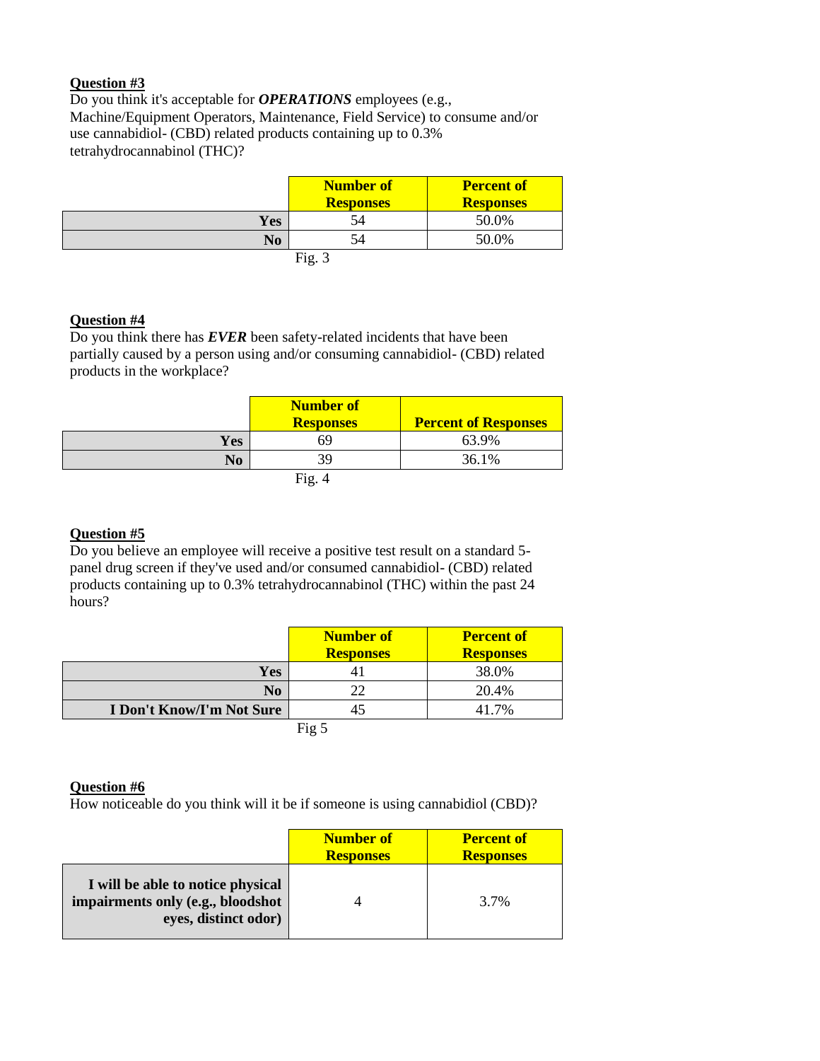**Question #3**

Do you think it's acceptable for ***OPERATIONS*** employees (e.g., Machine/Equipment Operators, Maintenance, Field Service) to consume and/or use cannabidiol- (CBD) related products containing up to 0.3% tetrahydrocannabinol (THC)?

| | Number of Responses | Percent of Responses |
|---|---|---|
| **Yes** | 54 | 50.0% |
| **No** | 54 | 50.0% |

Fig. 3

**Question #4**

Do you think there has ***EVER*** been safety-related incidents that have been partially caused by a person using and/or consuming cannabidiol- (CBD) related products in the workplace?

| | Number of Responses | Percent of Responses |
|---|---|---|
| **Yes** | 69 | 63.9% |
| **No** | 39 | 36.1% |

Fig. 4

**Question #5**

Do you believe an employee will receive a positive test result on a standard 5-panel drug screen if they've used and/or consumed cannabidiol- (CBD) related products containing up to 0.3% tetrahydrocannabinol (THC) within the past 24 hours?

| | Number of Responses | Percent of Responses |
|---|---|---|
| **Yes** | 41 | 38.0% |
| **No** | 22 | 20.4% |
| **I Don't Know/I'm Not Sure** | 45 | 41.7% |

Fig 5

**Question #6**

How noticeable do you think will it be if someone is using cannabidiol (CBD)?

| | Number of Responses | Percent of Responses |
|---|---|---|
| **I will be able to notice physical impairments only (e.g., bloodshot eyes, distinct odor)** | 4 | 3.7% |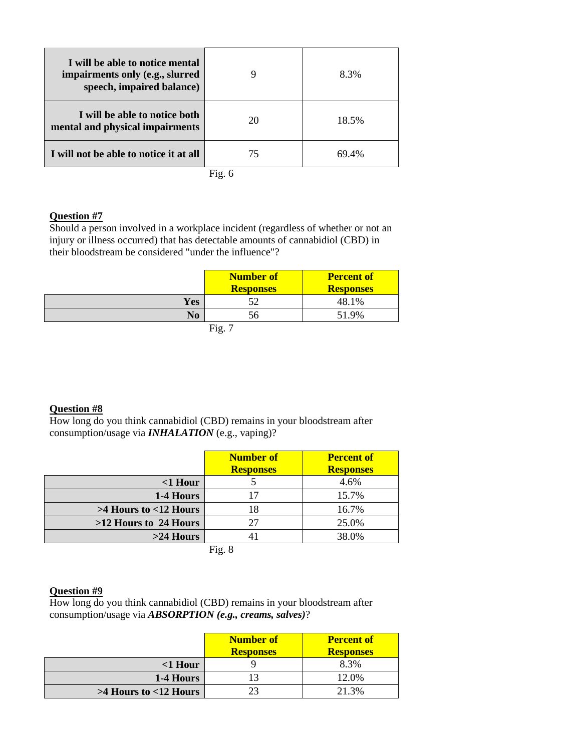| | | |
|---|---|---|
| **I will be able to notice mental impairments only (e.g., slurred speech, impaired balance)** | 9 | 8.3% |
| **I will be able to notice both mental and physical impairments** | 20 | 18.5% |
| **I will not be able to notice it at all** | 75 | 69.4% |

Fig. 6

**Question #7**
Should a person involved in a workplace incident (regardless of whether or not an injury or illness occurred) that has detectable amounts of cannabidiol (CBD) in their bloodstream be considered "under the influence"?

| | **Number of Responses** | **Percent of Responses** |
|---|---|---|
| **Yes** | 52 | 48.1% |
| **No** | 56 | 51.9% |

Fig. 7

**Question #8**
How long do you think cannabidiol (CBD) remains in your bloodstream after consumption/usage via ***INHALATION*** (e.g., vaping)?

| | **Number of Responses** | **Percent of Responses** |
|---|---|---|
| **<1 Hour** | 5 | 4.6% |
| **1-4 Hours** | 17 | 15.7% |
| **>4 Hours to <12 Hours** | 18 | 16.7% |
| **>12 Hours to 24 Hours** | 27 | 25.0% |
| **>24 Hours** | 41 | 38.0% |

Fig. 8

**Question #9**
How long do you think cannabidiol (CBD) remains in your bloodstream after consumption/usage via ***ABSORPTION (e.g., creams, salves)***?

| | **Number of Responses** | **Percent of Responses** |
|---|---|---|
| **<1 Hour** | 9 | 8.3% |
| **1-4 Hours** | 13 | 12.0% |
| **>4 Hours to <12 Hours** | 23 | 21.3% |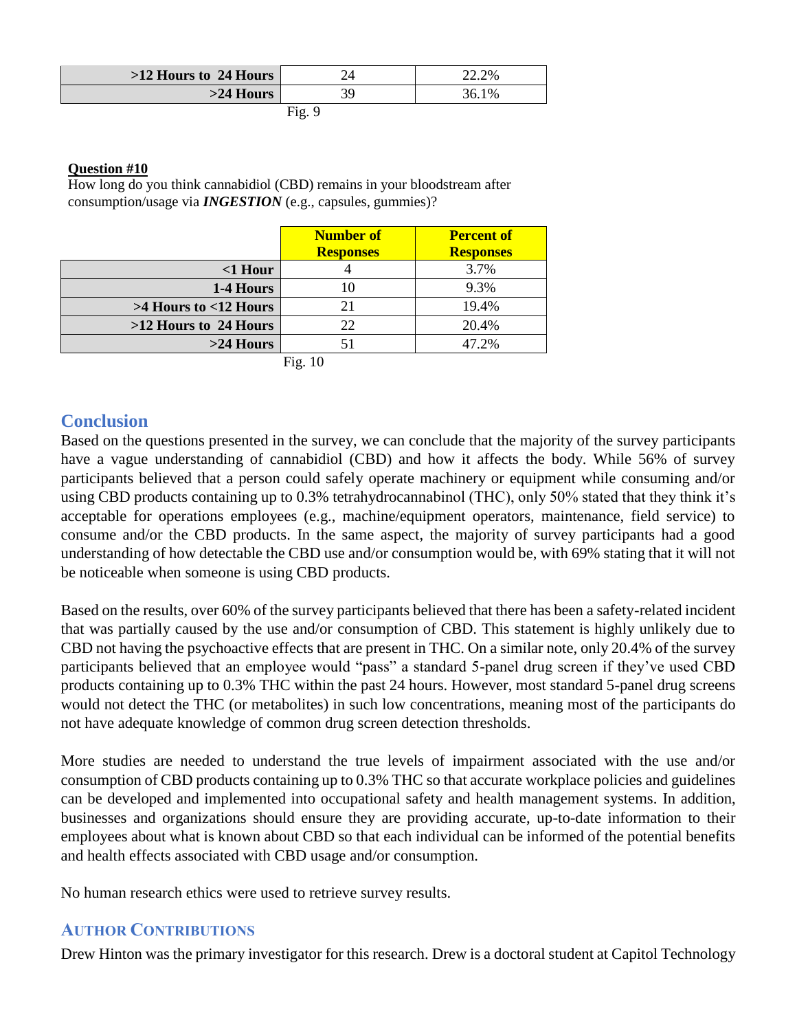| | | |
|---|---|---|
| **>12 Hours to 24 Hours** | 24 | 22.2% |
| **>24 Hours** | 39 | 36.1% |

Fig. 9

**Question #10**

How long do you think cannabidiol (CBD) remains in your bloodstream after consumption/usage via ***INGESTION*** (e.g., capsules, gummies)?

| | Number of Responses | Percent of Responses |
|---|---|---|
| **<1 Hour** | 4 | 3.7% |
| **1-4 Hours** | 10 | 9.3% |
| **>4 Hours to <12 Hours** | 21 | 19.4% |
| **>12 Hours to 24 Hours** | 22 | 20.4% |
| **>24 Hours** | 51 | 47.2% |

Fig. 10

## Conclusion

Based on the questions presented in the survey, we can conclude that the majority of the survey participants have a vague understanding of cannabidiol (CBD) and how it affects the body. While 56% of survey participants believed that a person could safely operate machinery or equipment while consuming and/or using CBD products containing up to 0.3% tetrahydrocannabinol (THC), only 50% stated that they think it's acceptable for operations employees (e.g., machine/equipment operators, maintenance, field service) to consume and/or the CBD products. In the same aspect, the majority of survey participants had a good understanding of how detectable the CBD use and/or consumption would be, with 69% stating that it will not be noticeable when someone is using CBD products.

Based on the results, over 60% of the survey participants believed that there has been a safety-related incident that was partially caused by the use and/or consumption of CBD. This statement is highly unlikely due to CBD not having the psychoactive effects that are present in THC. On a similar note, only 20.4% of the survey participants believed that an employee would "pass" a standard 5-panel drug screen if they've used CBD products containing up to 0.3% THC within the past 24 hours. However, most standard 5-panel drug screens would not detect the THC (or metabolites) in such low concentrations, meaning most of the participants do not have adequate knowledge of common drug screen detection thresholds.

More studies are needed to understand the true levels of impairment associated with the use and/or consumption of CBD products containing up to 0.3% THC so that accurate workplace policies and guidelines can be developed and implemented into occupational safety and health management systems. In addition, businesses and organizations should ensure they are providing accurate, up-to-date information to their employees about what is known about CBD so that each individual can be informed of the potential benefits and health effects associated with CBD usage and/or consumption.

No human research ethics were used to retrieve survey results.

### AUTHOR CONTRIBUTIONS

Drew Hinton was the primary investigator for this research. Drew is a doctoral student at Capitol Technology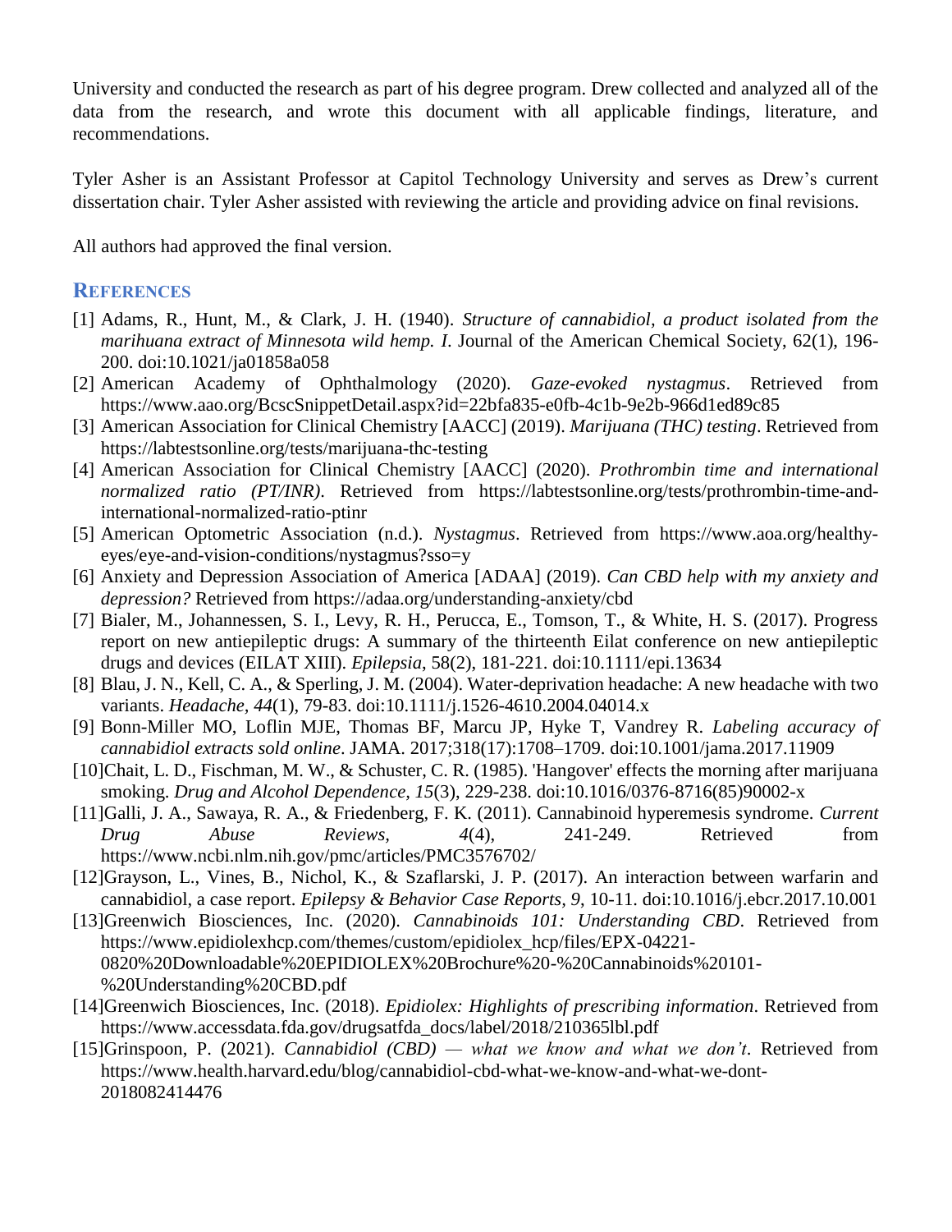University and conducted the research as part of his degree program. Drew collected and analyzed all of the data from the research, and wrote this document with all applicable findings, literature, and recommendations.

Tyler Asher is an Assistant Professor at Capitol Technology University and serves as Drew's current dissertation chair. Tyler Asher assisted with reviewing the article and providing advice on final revisions.

All authors had approved the final version.

## References

[1] Adams, R., Hunt, M., & Clark, J. H. (1940). *Structure of cannabidiol, a product isolated from the marihuana extract of Minnesota wild hemp. I.* Journal of the American Chemical Society, 62(1), 196-200. doi:10.1021/ja01858a058

[2] American Academy of Ophthalmology (2020). *Gaze-evoked nystagmus*. Retrieved from https://www.aao.org/BcscSnippetDetail.aspx?id=22bfa835-e0fb-4c1b-9e2b-966d1ed89c85

[3] American Association for Clinical Chemistry [AACC] (2019). *Marijuana (THC) testing*. Retrieved from https://labtestsonline.org/tests/marijuana-thc-testing

[4] American Association for Clinical Chemistry [AACC] (2020). *Prothrombin time and international normalized ratio (PT/INR)*. Retrieved from https://labtestsonline.org/tests/prothrombin-time-and-international-normalized-ratio-ptinr

[5] American Optometric Association (n.d.). *Nystagmus*. Retrieved from https://www.aoa.org/healthy-eyes/eye-and-vision-conditions/nystagmus?sso=y

[6] Anxiety and Depression Association of America [ADAA] (2019). *Can CBD help with my anxiety and depression?* Retrieved from https://adaa.org/understanding-anxiety/cbd

[7] Bialer, M., Johannessen, S. I., Levy, R. H., Perucca, E., Tomson, T., & White, H. S. (2017). Progress report on new antiepileptic drugs: A summary of the thirteenth Eilat conference on new antiepileptic drugs and devices (EILAT XIII). *Epilepsia*, 58(2), 181-221. doi:10.1111/epi.13634

[8] Blau, J. N., Kell, C. A., & Sperling, J. M. (2004). Water-deprivation headache: A new headache with two variants. *Headache*, *44*(1), 79-83. doi:10.1111/j.1526-4610.2004.04014.x

[9] Bonn-Miller MO, Loflin MJE, Thomas BF, Marcu JP, Hyke T, Vandrey R. *Labeling accuracy of cannabidiol extracts sold online*. JAMA. 2017;318(17):1708–1709. doi:10.1001/jama.2017.11909

[10] Chait, L. D., Fischman, M. W., & Schuster, C. R. (1985). 'Hangover' effects the morning after marijuana smoking. *Drug and Alcohol Dependence, 15*(3), 229-238. doi:10.1016/0376-8716(85)90002-x

[11] Galli, J. A., Sawaya, R. A., & Friedenberg, F. K. (2011). Cannabinoid hyperemesis syndrome. *Current Drug Abuse Reviews*, *4*(4), 241-249. Retrieved from https://www.ncbi.nlm.nih.gov/pmc/articles/PMC3576702/

[12] Grayson, L., Vines, B., Nichol, K., & Szaflarski, J. P. (2017). An interaction between warfarin and cannabidiol, a case report. *Epilepsy & Behavior Case Reports, 9*, 10-11. doi:10.1016/j.ebcr.2017.10.001

[13] Greenwich Biosciences, Inc. (2020). *Cannabinoids 101: Understanding CBD*. Retrieved from https://www.epidiolexhcp.com/themes/custom/epidiolex_hcp/files/EPX-04221-0820%20Downloadable%20EPIDIOLEX%20Brochure%20-%20Cannabinoids%20101-%20Understanding%20CBD.pdf

[14] Greenwich Biosciences, Inc. (2018). *Epidiolex: Highlights of prescribing information*. Retrieved from https://www.accessdata.fda.gov/drugsatfda_docs/label/2018/210365lbl.pdf

[15] Grinspoon, P. (2021). *Cannabidiol (CBD) — what we know and what we don't*. Retrieved from https://www.health.harvard.edu/blog/cannabidiol-cbd-what-we-know-and-what-we-dont-2018082414476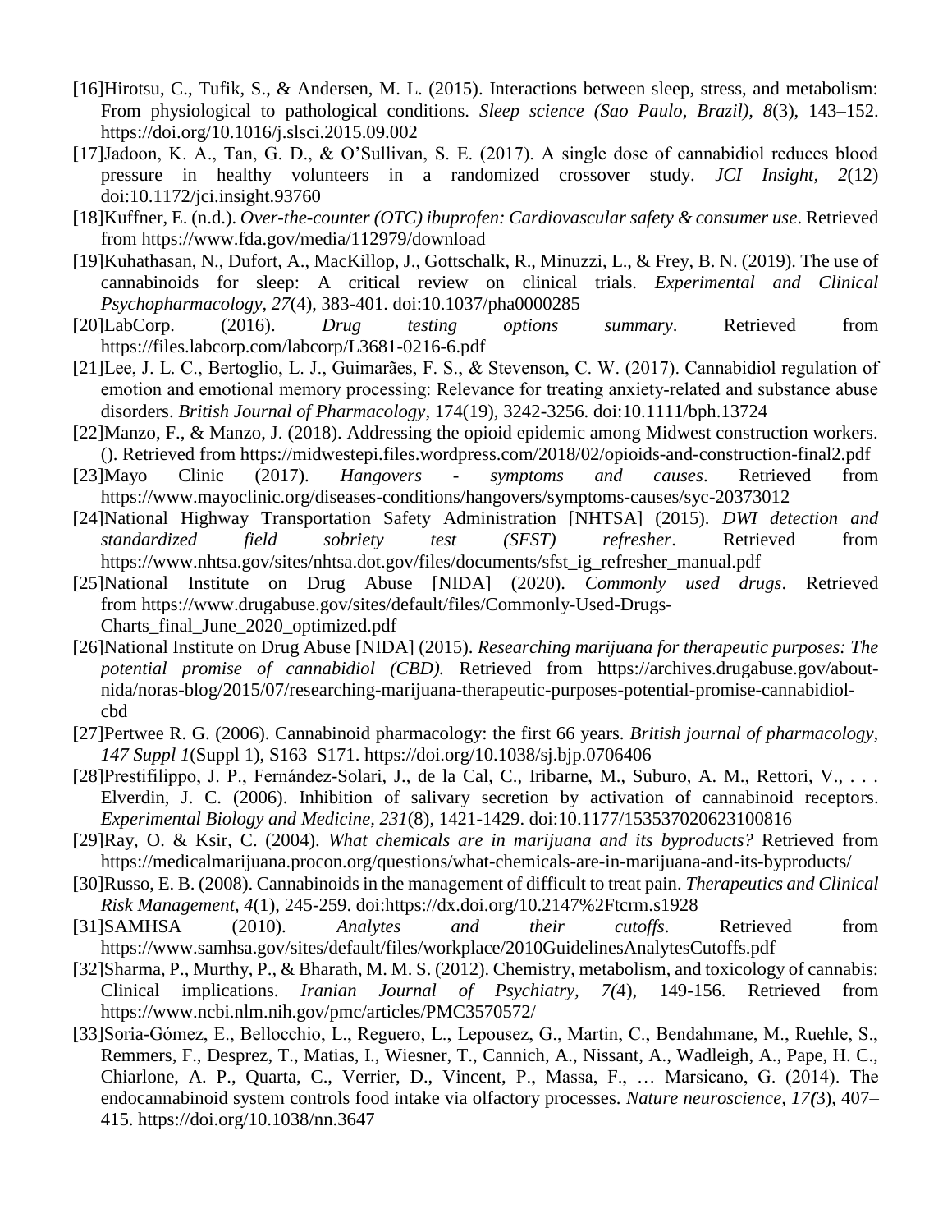[16]Hirotsu, C., Tufik, S., & Andersen, M. L. (2015). Interactions between sleep, stress, and metabolism: From physiological to pathological conditions. *Sleep science (Sao Paulo, Brazil), 8*(3), 143–152. https://doi.org/10.1016/j.slsci.2015.09.002

[17]Jadoon, K. A., Tan, G. D., & O'Sullivan, S. E. (2017). A single dose of cannabidiol reduces blood pressure in healthy volunteers in a randomized crossover study. *JCI Insight, 2*(12) doi:10.1172/jci.insight.93760

[18]Kuffner, E. (n.d.). *Over-the-counter (OTC) ibuprofen: Cardiovascular safety & consumer use*. Retrieved from https://www.fda.gov/media/112979/download

[19]Kuhathasan, N., Dufort, A., MacKillop, J., Gottschalk, R., Minuzzi, L., & Frey, B. N. (2019). The use of cannabinoids for sleep: A critical review on clinical trials. *Experimental and Clinical Psychopharmacology, 27*(4), 383-401. doi:10.1037/pha0000285

[20]LabCorp. (2016). *Drug testing options summary*. Retrieved from https://files.labcorp.com/labcorp/L3681-0216-6.pdf

[21]Lee, J. L. C., Bertoglio, L. J., Guimarães, F. S., & Stevenson, C. W. (2017). Cannabidiol regulation of emotion and emotional memory processing: Relevance for treating anxiety-related and substance abuse disorders. *British Journal of Pharmacology*, 174(19), 3242-3256. doi:10.1111/bph.13724

[22]Manzo, F., & Manzo, J. (2018). Addressing the opioid epidemic among Midwest construction workers. (). Retrieved from https://midwestepi.files.wordpress.com/2018/02/opioids-and-construction-final2.pdf

[23]Mayo Clinic (2017). *Hangovers - symptoms and causes*. Retrieved from https://www.mayoclinic.org/diseases-conditions/hangovers/symptoms-causes/syc-20373012

[24]National Highway Transportation Safety Administration [NHTSA] (2015). *DWI detection and standardized field sobriety test (SFST) refresher*. Retrieved from https://www.nhtsa.gov/sites/nhtsa.dot.gov/files/documents/sfst_ig_refresher_manual.pdf

[25]National Institute on Drug Abuse [NIDA] (2020). *Commonly used drugs*. Retrieved from https://www.drugabuse.gov/sites/default/files/Commonly-Used-Drugs-Charts_final_June_2020_optimized.pdf

[26]National Institute on Drug Abuse [NIDA] (2015). *Researching marijuana for therapeutic purposes: The potential promise of cannabidiol (CBD).* Retrieved from https://archives.drugabuse.gov/about-nida/noras-blog/2015/07/researching-marijuana-therapeutic-purposes-potential-promise-cannabidiol-cbd

[27]Pertwee R. G. (2006). Cannabinoid pharmacology: the first 66 years. *British journal of pharmacology, 147 Suppl 1*(Suppl 1), S163–S171. https://doi.org/10.1038/sj.bjp.0706406

[28]Prestifilippo, J. P., Fernández-Solari, J., de la Cal, C., Iribarne, M., Suburo, A. M., Rettori, V., . . . Elverdin, J. C. (2006). Inhibition of salivary secretion by activation of cannabinoid receptors. *Experimental Biology and Medicine, 231*(8), 1421-1429. doi:10.1177/153537020623100816

[29]Ray, O. & Ksir, C. (2004). *What chemicals are in marijuana and its byproducts?* Retrieved from https://medicalmarijuana.procon.org/questions/what-chemicals-are-in-marijuana-and-its-byproducts/

[30]Russo, E. B. (2008). Cannabinoids in the management of difficult to treat pain. *Therapeutics and Clinical Risk Management, 4*(1), 245-259. doi:https://dx.doi.org/10.2147%2Ftcrm.s1928

[31]SAMHSA (2010). *Analytes and their cutoffs*. Retrieved from https://www.samhsa.gov/sites/default/files/workplace/2010GuidelinesAnalytesCutoffs.pdf

[32]Sharma, P., Murthy, P., & Bharath, M. M. S. (2012). Chemistry, metabolism, and toxicology of cannabis: Clinical implications. *Iranian Journal of Psychiatry, 7(*4), 149-156. Retrieved from https://www.ncbi.nlm.nih.gov/pmc/articles/PMC3570572/

[33]Soria-Gómez, E., Bellocchio, L., Reguero, L., Lepousez, G., Martin, C., Bendahmane, M., Ruehle, S., Remmers, F., Desprez, T., Matias, I., Wiesner, T., Cannich, A., Nissant, A., Wadleigh, A., Pape, H. C., Chiarlone, A. P., Quarta, C., Verrier, D., Vincent, P., Massa, F., … Marsicano, G. (2014). The endocannabinoid system controls food intake via olfactory processes. *Nature neuroscience, 17(*3), 407–415. https://doi.org/10.1038/nn.3647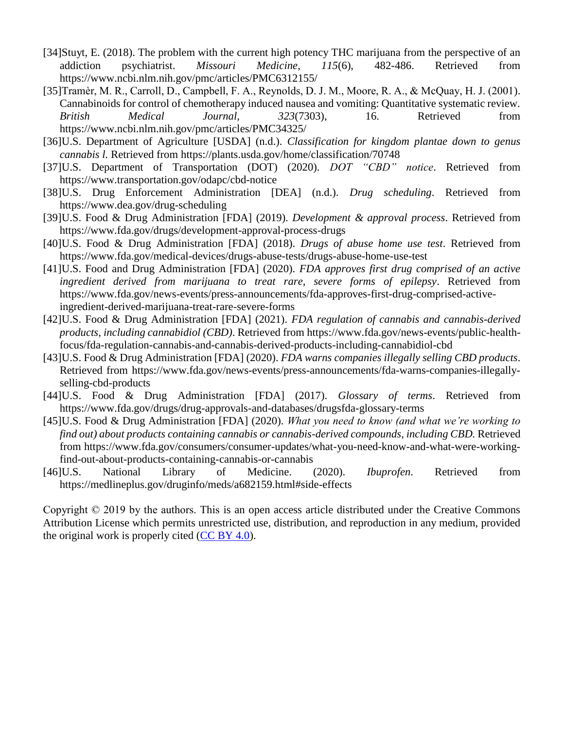[34]Stuyt, E. (2018). The problem with the current high potency THC marijuana from the perspective of an addiction psychiatrist. *Missouri Medicine, 115*(6), 482-486. Retrieved from https://www.ncbi.nlm.nih.gov/pmc/articles/PMC6312155/

[35]Tramèr, M. R., Carroll, D., Campbell, F. A., Reynolds, D. J. M., Moore, R. A., & McQuay, H. J. (2001). Cannabinoids for control of chemotherapy induced nausea and vomiting: Quantitative systematic review. *British Medical Journal, 323*(7303), 16. Retrieved from https://www.ncbi.nlm.nih.gov/pmc/articles/PMC34325/

[36]U.S. Department of Agriculture [USDA] (n.d.). *Classification for kingdom plantae down to genus cannabis l.* Retrieved from https://plants.usda.gov/home/classification/70748

[37]U.S. Department of Transportation (DOT) (2020). *DOT "CBD" notice*. Retrieved from https://www.transportation.gov/odapc/cbd-notice

[38]U.S. Drug Enforcement Administration [DEA] (n.d.). *Drug scheduling*. Retrieved from https://www.dea.gov/drug-scheduling

[39]U.S. Food & Drug Administration [FDA] (2019). *Development & approval process*. Retrieved from https://www.fda.gov/drugs/development-approval-process-drugs

[40]U.S. Food & Drug Administration [FDA] (2018). *Drugs of abuse home use test*. Retrieved from https://www.fda.gov/medical-devices/drugs-abuse-tests/drugs-abuse-home-use-test

[41]U.S. Food and Drug Administration [FDA] (2020). *FDA approves first drug comprised of an active ingredient derived from marijuana to treat rare, severe forms of epilepsy*. Retrieved from https://www.fda.gov/news-events/press-announcements/fda-approves-first-drug-comprised-active-ingredient-derived-marijuana-treat-rare-severe-forms

[42]U.S. Food & Drug Administration [FDA] (2021). *FDA regulation of cannabis and cannabis-derived products, including cannabidiol (CBD)*. Retrieved from https://www.fda.gov/news-events/public-health-focus/fda-regulation-cannabis-and-cannabis-derived-products-including-cannabidiol-cbd

[43]U.S. Food & Drug Administration [FDA] (2020). *FDA warns companies illegally selling CBD products*. Retrieved from https://www.fda.gov/news-events/press-announcements/fda-warns-companies-illegally-selling-cbd-products

[44]U.S. Food & Drug Administration [FDA] (2017). *Glossary of terms*. Retrieved from https://www.fda.gov/drugs/drug-approvals-and-databases/drugsfda-glossary-terms

[45]U.S. Food & Drug Administration [FDA] (2020). *What you need to know (and what we're working to find out) about products containing cannabis or cannabis-derived compounds, including CBD.* Retrieved from https://www.fda.gov/consumers/consumer-updates/what-you-need-know-and-what-were-working-find-out-about-products-containing-cannabis-or-cannabis

[46]U.S. National Library of Medicine. (2020). *Ibuprofen*. Retrieved from https://medlineplus.gov/druginfo/meds/a682159.html#side-effects

Copyright © 2019 by the authors. This is an open access article distributed under the Creative Commons Attribution License which permits unrestricted use, distribution, and reproduction in any medium, provided the original work is properly cited (CC BY 4.0).